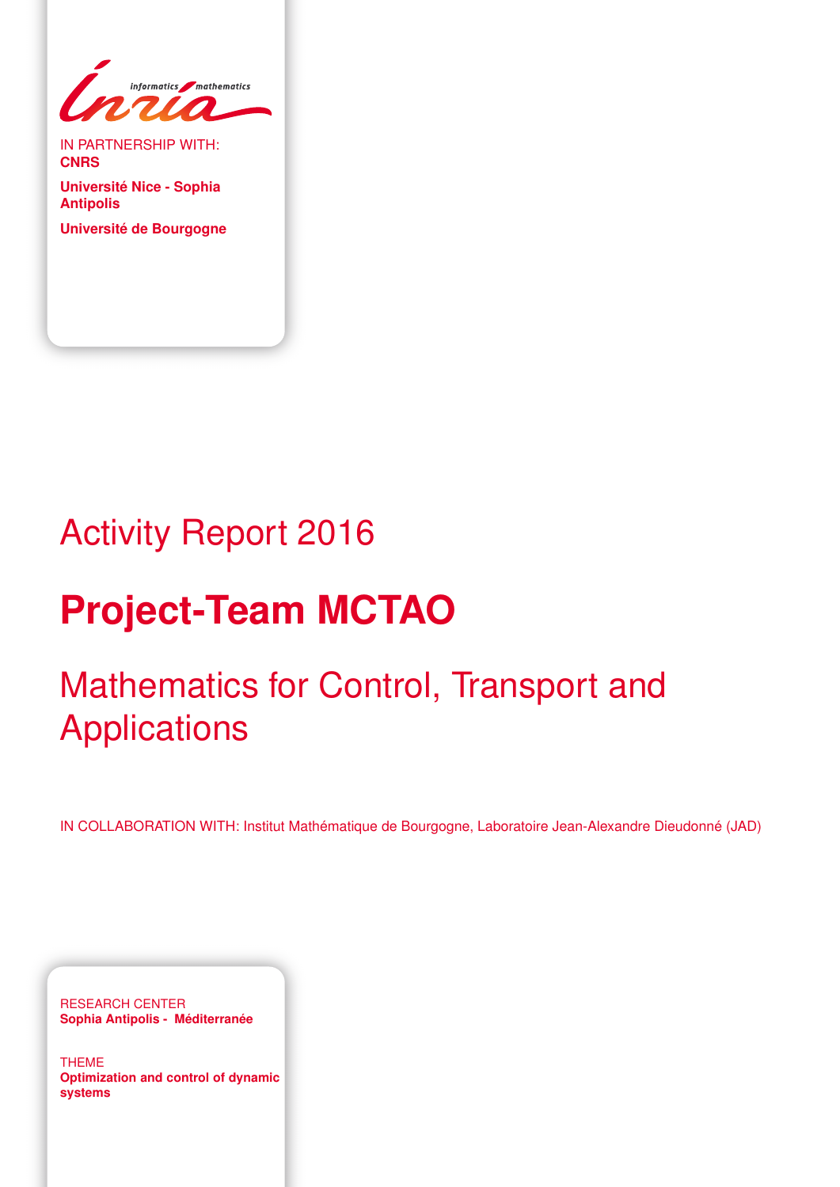IN PARTNERSHIP WITH:
**CNRS**

**Université Nice - Sophia Antipolis**

**Université de Bourgogne**

# Activity Report 2016

# **Project-Team MCTAO**

## Mathematics for Control, Transport and Applications

IN COLLABORATION WITH: Institut Mathématique de Bourgogne, Laboratoire Jean-Alexandre Dieudonné (JAD)

RESEARCH CENTER
**Sophia Antipolis - Méditerranée**

THEME
**Optimization and control of dynamic systems**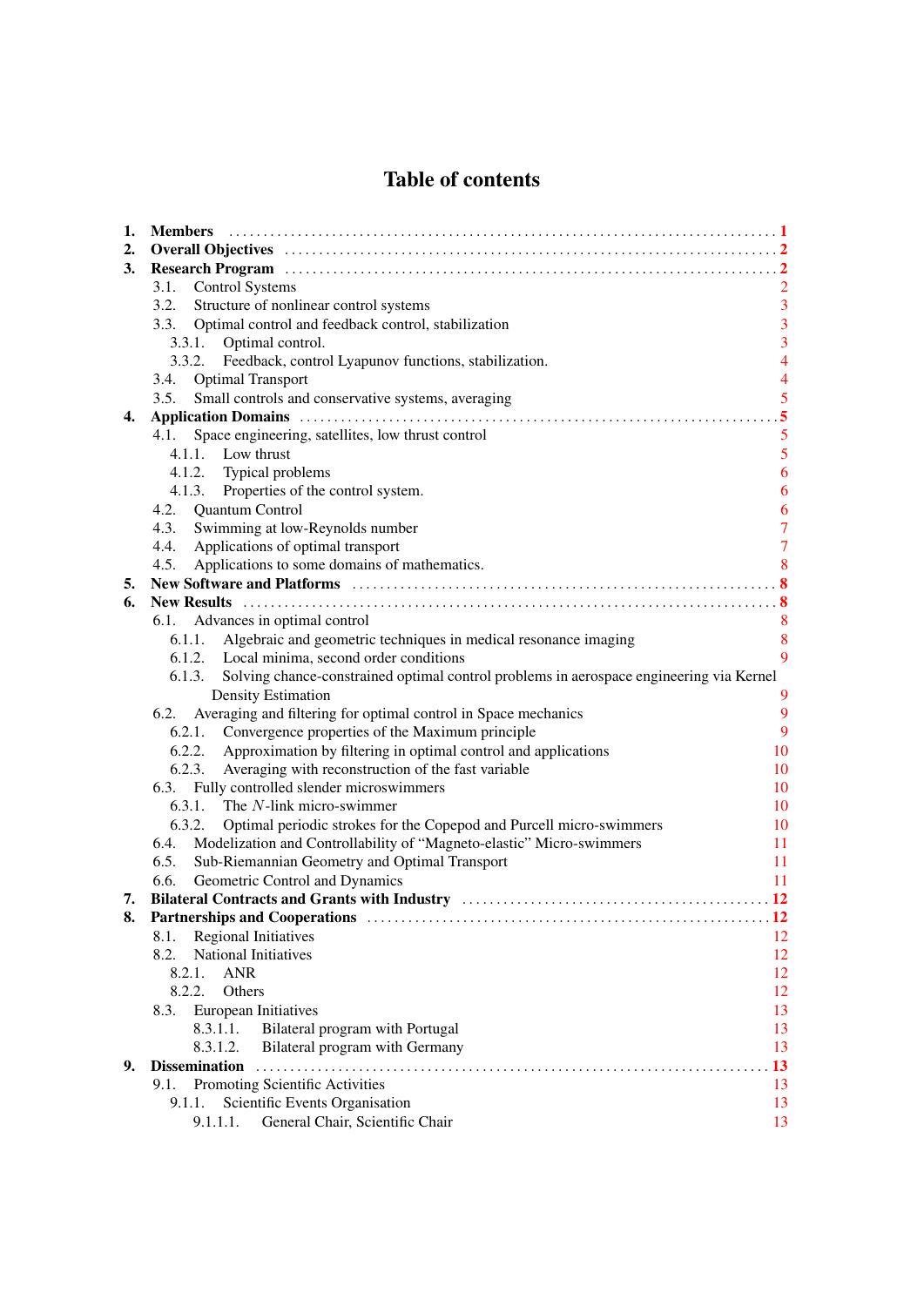# Table of contents

1. **Members** .......... 1
2. **Overall Objectives** .......... 2
3. **Research Program** .......... 2
   - 3.1. Control Systems 2
   - 3.2. Structure of nonlinear control systems 3
   - 3.3. Optimal control and feedback control, stabilization 3
     - 3.3.1. Optimal control. 3
     - 3.3.2. Feedback, control Lyapunov functions, stabilization. 4
   - 3.4. Optimal Transport 4
   - 3.5. Small controls and conservative systems, averaging 5
4. **Application Domains** .......... 5
   - 4.1. Space engineering, satellites, low thrust control 5
     - 4.1.1. Low thrust 5
     - 4.1.2. Typical problems 6
     - 4.1.3. Properties of the control system. 6
   - 4.2. Quantum Control 6
   - 4.3. Swimming at low-Reynolds number 7
   - 4.4. Applications of optimal transport 7
   - 4.5. Applications to some domains of mathematics. 8
5. **New Software and Platforms** .......... 8
6. **New Results** .......... 8
   - 6.1. Advances in optimal control 8
     - 6.1.1. Algebraic and geometric techniques in medical resonance imaging 8
     - 6.1.2. Local minima, second order conditions 9
     - 6.1.3. Solving chance-constrained optimal control problems in aerospace engineering via Kernel Density Estimation 9
   - 6.2. Averaging and filtering for optimal control in Space mechanics 9
     - 6.2.1. Convergence properties of the Maximum principle 9
     - 6.2.2. Approximation by filtering in optimal control and applications 10
     - 6.2.3. Averaging with reconstruction of the fast variable 10
   - 6.3. Fully controlled slender microswimmers 10
     - 6.3.1. The $N$-link micro-swimmer 10
     - 6.3.2. Optimal periodic strokes for the Copepod and Purcell micro-swimmers 10
   - 6.4. Modelization and Controllability of “Magneto-elastic” Micro-swimmers 11
   - 6.5. Sub-Riemannian Geometry and Optimal Transport 11
   - 6.6. Geometric Control and Dynamics 11
7. **Bilateral Contracts and Grants with Industry** .......... 12
8. **Partnerships and Cooperations** .......... 12
   - 8.1. Regional Initiatives 12
   - 8.2. National Initiatives 12
     - 8.2.1. ANR 12
     - 8.2.2. Others 12
   - 8.3. European Initiatives 13
     - 8.3.1.1. Bilateral program with Portugal 13
     - 8.3.1.2. Bilateral program with Germany 13
9. **Dissemination** .......... 13
   - 9.1. Promoting Scientific Activities 13
     - 9.1.1. Scientific Events Organisation 13
       - 9.1.1.1. General Chair, Scientific Chair 13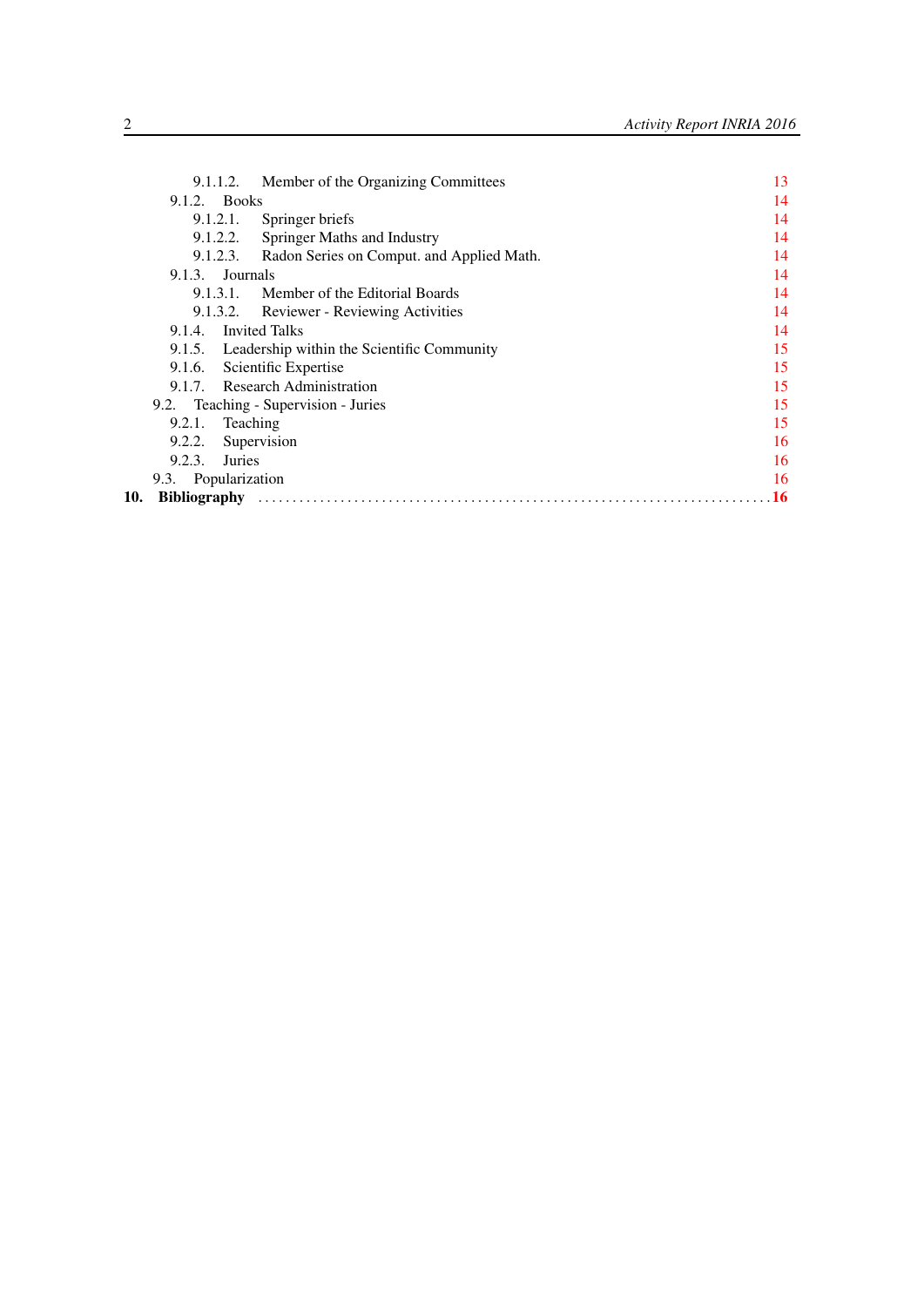9.1.1.2. Member of the Organizing Committees 13
9.1.2. Books 14
9.1.2.1. Springer briefs 14
9.1.2.2. Springer Maths and Industry 14
9.1.2.3. Radon Series on Comput. and Applied Math. 14
9.1.3. Journals 14
9.1.3.1. Member of the Editorial Boards 14
9.1.3.2. Reviewer - Reviewing Activities 14
9.1.4. Invited Talks 14
9.1.5. Leadership within the Scientific Community 15
9.1.6. Scientific Expertise 15
9.1.7. Research Administration 15
9.2. Teaching - Supervision - Juries 15
9.2.1. Teaching 15
9.2.2. Supervision 16
9.2.3. Juries 16
9.3. Popularization 16

**10. Bibliography** .......................................................................... **16**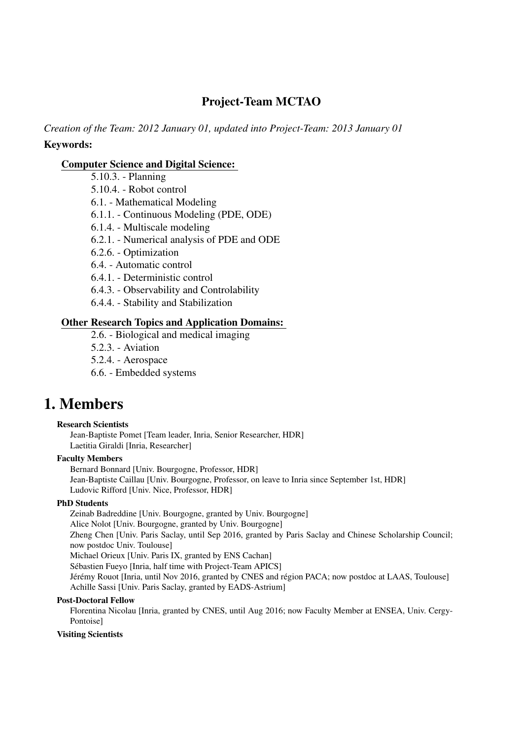# Project-Team MCTAO

*Creation of the Team: 2012 January 01, updated into Project-Team: 2013 January 01*

**Keywords:**

**Computer Science and Digital Science:**

- 5.10.3. - Planning
- 5.10.4. - Robot control
- 6.1. - Mathematical Modeling
- 6.1.1. - Continuous Modeling (PDE, ODE)
- 6.1.4. - Multiscale modeling
- 6.2.1. - Numerical analysis of PDE and ODE
- 6.2.6. - Optimization
- 6.4. - Automatic control
- 6.4.1. - Deterministic control
- 6.4.3. - Observability and Controlability
- 6.4.4. - Stability and Stabilization

**Other Research Topics and Application Domains:**

- 2.6. - Biological and medical imaging
- 5.2.3. - Aviation
- 5.2.4. - Aerospace
- 6.6. - Embedded systems

# 1. Members

**Research Scientists**

Jean-Baptiste Pomet [Team leader, Inria, Senior Researcher, HDR]
Laetitia Giraldi [Inria, Researcher]

**Faculty Members**

Bernard Bonnard [Univ. Bourgogne, Professor, HDR]
Jean-Baptiste Caillau [Univ. Bourgogne, Professor, on leave to Inria since September 1st, HDR]
Ludovic Rifford [Univ. Nice, Professor, HDR]

**PhD Students**

Zeinab Badreddine [Univ. Bourgogne, granted by Univ. Bourgogne]
Alice Nolot [Univ. Bourgogne, granted by Univ. Bourgogne]
Zheng Chen [Univ. Paris Saclay, until Sep 2016, granted by Paris Saclay and Chinese Scholarship Council; now postdoc Univ. Toulouse]
Michael Orieux [Univ. Paris IX, granted by ENS Cachan]
Sébastien Fueyo [Inria, half time with Project-Team APICS]
Jérémy Rouot [Inria, until Nov 2016, granted by CNES and région PACA; now postdoc at LAAS, Toulouse]
Achille Sassi [Univ. Paris Saclay, granted by EADS-Astrium]

**Post-Doctoral Fellow**

Florentina Nicolau [Inria, granted by CNES, until Aug 2016; now Faculty Member at ENSEA, Univ. Cergy-Pontoise]

**Visiting Scientists**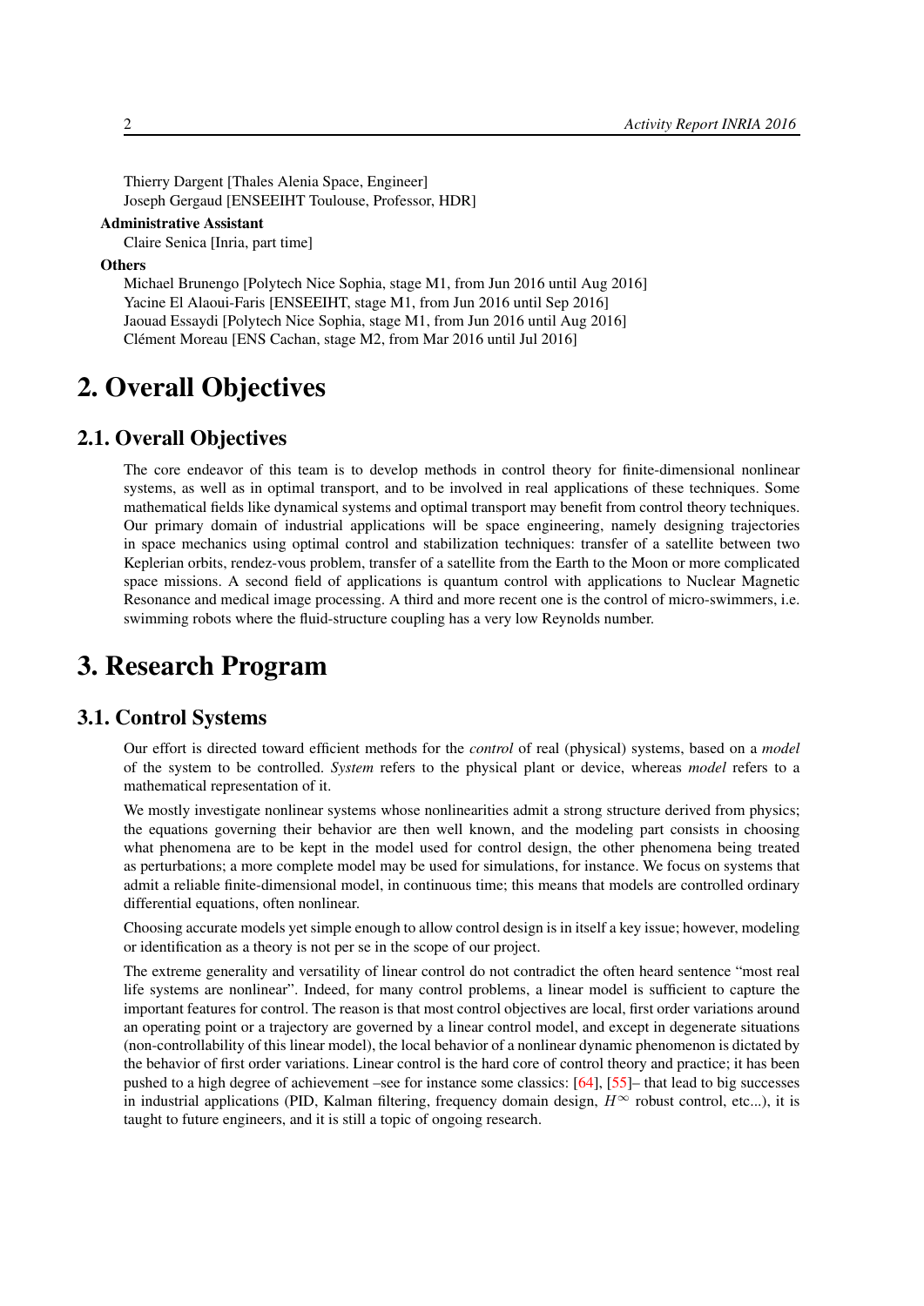Thierry Dargent [Thales Alenia Space, Engineer]
Joseph Gergaud [ENSEEIHT Toulouse, Professor, HDR]

**Administrative Assistant**

Claire Senica [Inria, part time]

**Others**

Michael Brunengo [Polytech Nice Sophia, stage M1, from Jun 2016 until Aug 2016]
Yacine El Alaoui-Faris [ENSEEIHT, stage M1, from Jun 2016 until Sep 2016]
Jaouad Essaydi [Polytech Nice Sophia, stage M1, from Jun 2016 until Aug 2016]
Clément Moreau [ENS Cachan, stage M2, from Mar 2016 until Jul 2016]

# 2. Overall Objectives

## 2.1. Overall Objectives

The core endeavor of this team is to develop methods in control theory for finite-dimensional nonlinear systems, as well as in optimal transport, and to be involved in real applications of these techniques. Some mathematical fields like dynamical systems and optimal transport may benefit from control theory techniques. Our primary domain of industrial applications will be space engineering, namely designing trajectories in space mechanics using optimal control and stabilization techniques: transfer of a satellite between two Keplerian orbits, rendez-vous problem, transfer of a satellite from the Earth to the Moon or more complicated space missions. A second field of applications is quantum control with applications to Nuclear Magnetic Resonance and medical image processing. A third and more recent one is the control of micro-swimmers, i.e. swimming robots where the fluid-structure coupling has a very low Reynolds number.

# 3. Research Program

## 3.1. Control Systems

Our effort is directed toward efficient methods for the *control* of real (physical) systems, based on a *model* of the system to be controlled. *System* refers to the physical plant or device, whereas *model* refers to a mathematical representation of it.

We mostly investigate nonlinear systems whose nonlinearities admit a strong structure derived from physics; the equations governing their behavior are then well known, and the modeling part consists in choosing what phenomena are to be kept in the model used for control design, the other phenomena being treated as perturbations; a more complete model may be used for simulations, for instance. We focus on systems that admit a reliable finite-dimensional model, in continuous time; this means that models are controlled ordinary differential equations, often nonlinear.

Choosing accurate models yet simple enough to allow control design is in itself a key issue; however, modeling or identification as a theory is not per se in the scope of our project.

The extreme generality and versatility of linear control do not contradict the often heard sentence "most real life systems are nonlinear". Indeed, for many control problems, a linear model is sufficient to capture the important features for control. The reason is that most control objectives are local, first order variations around an operating point or a trajectory are governed by a linear control model, and except in degenerate situations (non-controllability of this linear model), the local behavior of a nonlinear dynamic phenomenon is dictated by the behavior of first order variations. Linear control is the hard core of control theory and practice; it has been pushed to a high degree of achievement –see for instance some classics: [64], [55]– that lead to big successes in industrial applications (PID, Kalman filtering, frequency domain design, $H^\infty$ robust control, etc...), it is taught to future engineers, and it is still a topic of ongoing research.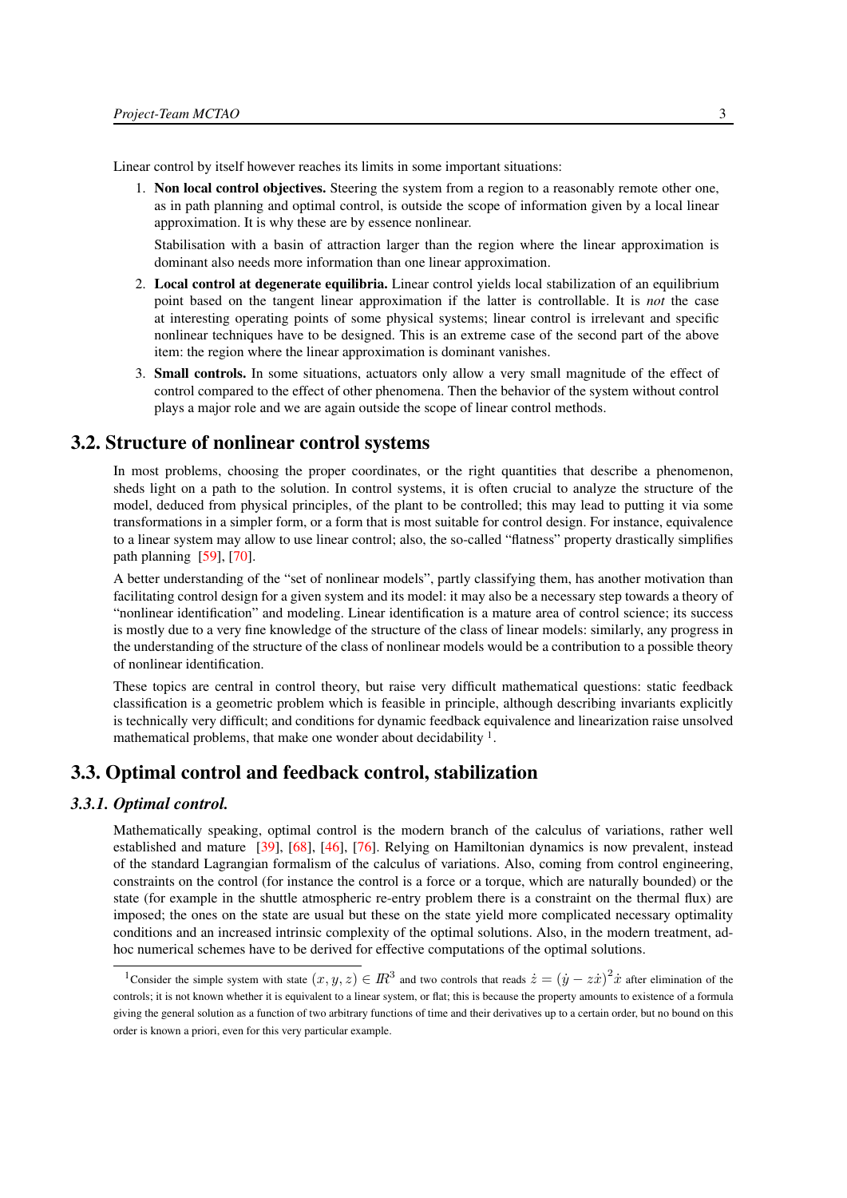Linear control by itself however reaches its limits in some important situations:

1. **Non local control objectives.** Steering the system from a region to a reasonably remote other one, as in path planning and optimal control, is outside the scope of information given by a local linear approximation. It is why these are by essence nonlinear.

   Stabilisation with a basin of attraction larger than the region where the linear approximation is dominant also needs more information than one linear approximation.

2. **Local control at degenerate equilibria.** Linear control yields local stabilization of an equilibrium point based on the tangent linear approximation if the latter is controllable. It is *not* the case at interesting operating points of some physical systems; linear control is irrelevant and specific nonlinear techniques have to be designed. This is an extreme case of the second part of the above item: the region where the linear approximation is dominant vanishes.

3. **Small controls.** In some situations, actuators only allow a very small magnitude of the effect of control compared to the effect of other phenomena. Then the behavior of the system without control plays a major role and we are again outside the scope of linear control methods.

## 3.2. Structure of nonlinear control systems

In most problems, choosing the proper coordinates, or the right quantities that describe a phenomenon, sheds light on a path to the solution. In control systems, it is often crucial to analyze the structure of the model, deduced from physical principles, of the plant to be controlled; this may lead to putting it via some transformations in a simpler form, or a form that is most suitable for control design. For instance, equivalence to a linear system may allow to use linear control; also, the so-called "flatness" property drastically simplifies path planning [59], [70].

A better understanding of the "set of nonlinear models", partly classifying them, has another motivation than facilitating control design for a given system and its model: it may also be a necessary step towards a theory of "nonlinear identification" and modeling. Linear identification is a mature area of control science; its success is mostly due to a very fine knowledge of the structure of the class of linear models: similarly, any progress in the understanding of the structure of the class of nonlinear models would be a contribution to a possible theory of nonlinear identification.

These topics are central in control theory, but raise very difficult mathematical questions: static feedback classification is a geometric problem which is feasible in principle, although describing invariants explicitly is technically very difficult; and conditions for dynamic feedback equivalence and linearization raise unsolved mathematical problems, that make one wonder about decidability [1].

## 3.3. Optimal control and feedback control, stabilization

### 3.3.1. Optimal control.

Mathematically speaking, optimal control is the modern branch of the calculus of variations, rather well established and mature [39], [68], [46], [76]. Relying on Hamiltonian dynamics is now prevalent, instead of the standard Lagrangian formalism of the calculus of variations. Also, coming from control engineering, constraints on the control (for instance the control is a force or a torque, which are naturally bounded) or the state (for example in the shuttle atmospheric re-entry problem there is a constraint on the thermal flux) are imposed; the ones on the state are usual but these on the state yield more complicated necessary optimality conditions and an increased intrinsic complexity of the optimal solutions. Also, in the modern treatment, ad-hoc numerical schemes have to be derived for effective computations of the optimal solutions.

[1] Consider the simple system with state $(x, y, z) \in I\!R^3$ and two controls that reads $\dot{z} = (\dot{y} - z\dot{x})^2 \dot{x}$ after elimination of the controls; it is not known whether it is equivalent to a linear system, or flat; this is because the property amounts to existence of a formula giving the general solution as a function of two arbitrary functions of time and their derivatives up to a certain order, but no bound on this order is known a priori, even for this very particular example.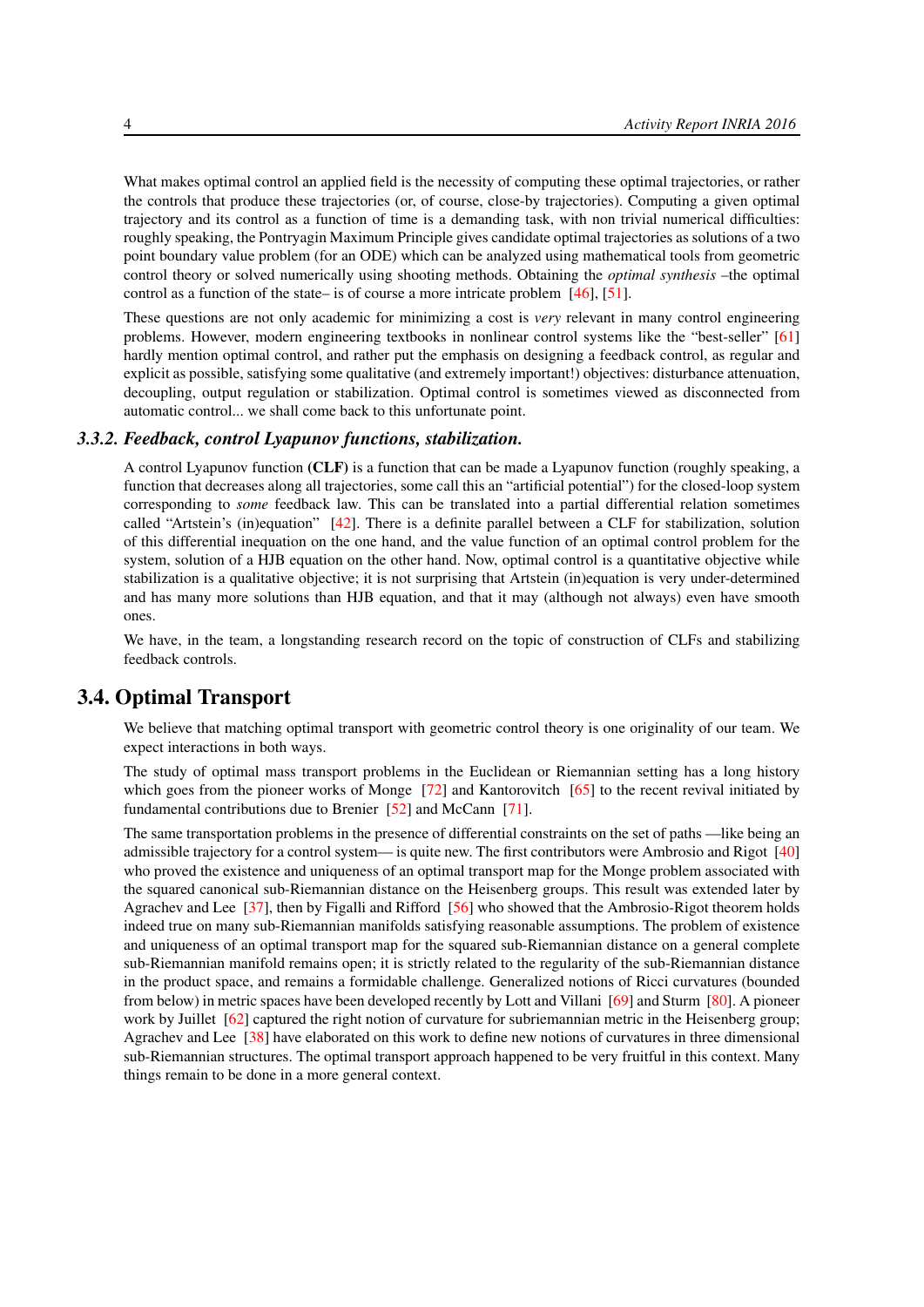What makes optimal control an applied field is the necessity of computing these optimal trajectories, or rather the controls that produce these trajectories (or, of course, close-by trajectories). Computing a given optimal trajectory and its control as a function of time is a demanding task, with non trivial numerical difficulties: roughly speaking, the Pontryagin Maximum Principle gives candidate optimal trajectories as solutions of a two point boundary value problem (for an ODE) which can be analyzed using mathematical tools from geometric control theory or solved numerically using shooting methods. Obtaining the *optimal synthesis* –the optimal control as a function of the state– is of course a more intricate problem [46], [51].

These questions are not only academic for minimizing a cost is *very* relevant in many control engineering problems. However, modern engineering textbooks in nonlinear control systems like the "best-seller" [61] hardly mention optimal control, and rather put the emphasis on designing a feedback control, as regular and explicit as possible, satisfying some qualitative (and extremely important!) objectives: disturbance attenuation, decoupling, output regulation or stabilization. Optimal control is sometimes viewed as disconnected from automatic control... we shall come back to this unfortunate point.

### 3.3.2. Feedback, control Lyapunov functions, stabilization.

A control Lyapunov function (**CLF**) is a function that can be made a Lyapunov function (roughly speaking, a function that decreases along all trajectories, some call this an "artificial potential") for the closed-loop system corresponding to *some* feedback law. This can be translated into a partial differential relation sometimes called "Artstein's (in)equation" [42]. There is a definite parallel between a CLF for stabilization, solution of this differential inequation on the one hand, and the value function of an optimal control problem for the system, solution of a HJB equation on the other hand. Now, optimal control is a quantitative objective while stabilization is a qualitative objective; it is not surprising that Artstein (in)equation is very under-determined and has many more solutions than HJB equation, and that it may (although not always) even have smooth ones.

We have, in the team, a longstanding research record on the topic of construction of CLFs and stabilizing feedback controls.

## 3.4. Optimal Transport

We believe that matching optimal transport with geometric control theory is one originality of our team. We expect interactions in both ways.

The study of optimal mass transport problems in the Euclidean or Riemannian setting has a long history which goes from the pioneer works of Monge [72] and Kantorovitch [65] to the recent revival initiated by fundamental contributions due to Brenier [52] and McCann [71].

The same transportation problems in the presence of differential constraints on the set of paths —like being an admissible trajectory for a control system— is quite new. The first contributors were Ambrosio and Rigot [40] who proved the existence and uniqueness of an optimal transport map for the Monge problem associated with the squared canonical sub-Riemannian distance on the Heisenberg groups. This result was extended later by Agrachev and Lee [37], then by Figalli and Rifford [56] who showed that the Ambrosio-Rigot theorem holds indeed true on many sub-Riemannian manifolds satisfying reasonable assumptions. The problem of existence and uniqueness of an optimal transport map for the squared sub-Riemannian distance on a general complete sub-Riemannian manifold remains open; it is strictly related to the regularity of the sub-Riemannian distance in the product space, and remains a formidable challenge. Generalized notions of Ricci curvatures (bounded from below) in metric spaces have been developed recently by Lott and Villani [69] and Sturm [80]. A pioneer work by Juillet [62] captured the right notion of curvature for subriemannian metric in the Heisenberg group; Agrachev and Lee [38] have elaborated on this work to define new notions of curvatures in three dimensional sub-Riemannian structures. The optimal transport approach happened to be very fruitful in this context. Many things remain to be done in a more general context.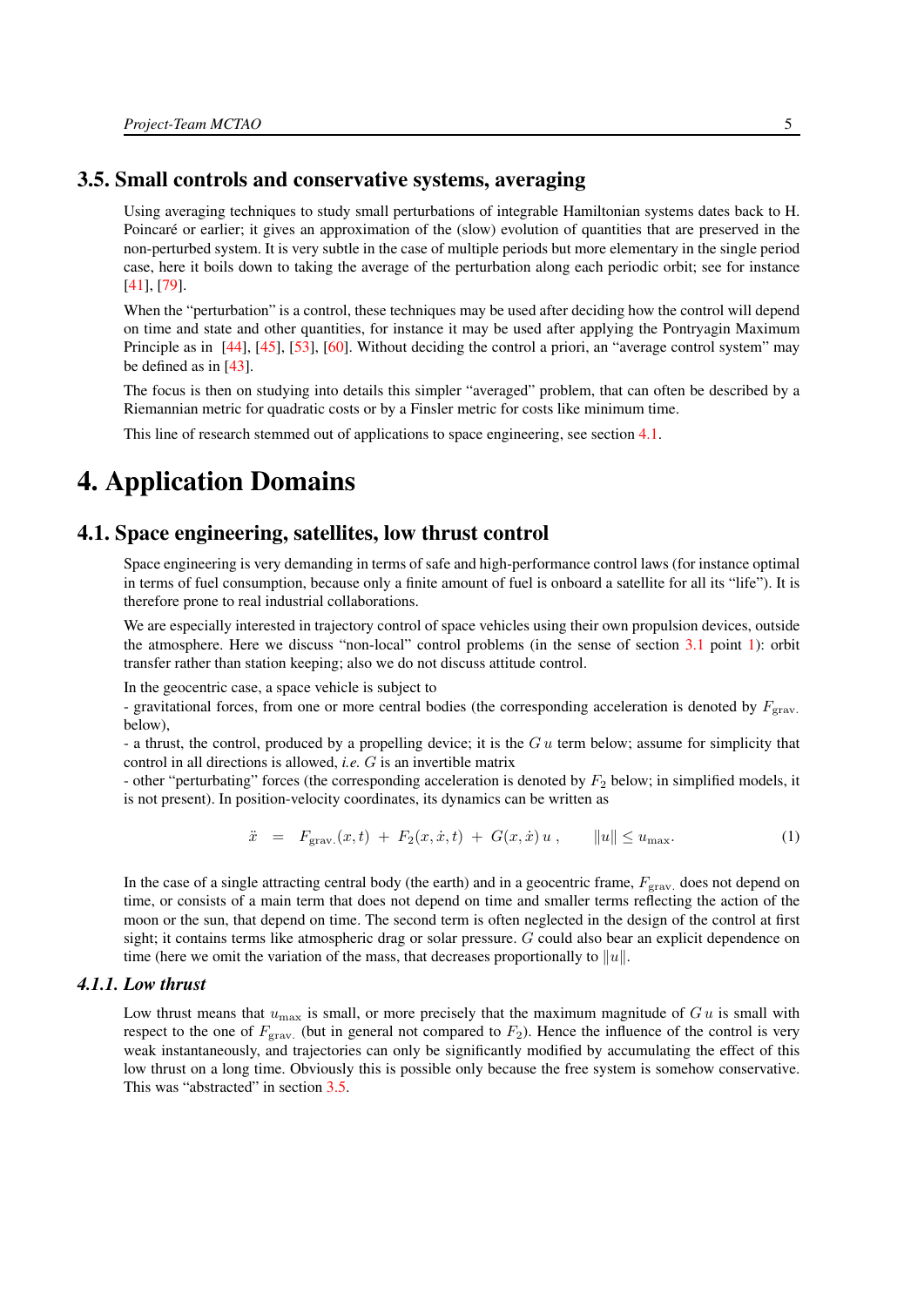## 3.5. Small controls and conservative systems, averaging

Using averaging techniques to study small perturbations of integrable Hamiltonian systems dates back to H. Poincaré or earlier; it gives an approximation of the (slow) evolution of quantities that are preserved in the non-perturbed system. It is very subtle in the case of multiple periods but more elementary in the single period case, here it boils down to taking the average of the perturbation along each periodic orbit; see for instance [41], [79].

When the "perturbation" is a control, these techniques may be used after deciding how the control will depend on time and state and other quantities, for instance it may be used after applying the Pontryagin Maximum Principle as in [44], [45], [53], [60]. Without deciding the control a priori, an "average control system" may be defined as in [43].

The focus is then on studying into details this simpler "averaged" problem, that can often be described by a Riemannian metric for quadratic costs or by a Finsler metric for costs like minimum time.

This line of research stemmed out of applications to space engineering, see section 4.1.

# 4. Application Domains

## 4.1. Space engineering, satellites, low thrust control

Space engineering is very demanding in terms of safe and high-performance control laws (for instance optimal in terms of fuel consumption, because only a finite amount of fuel is onboard a satellite for all its "life"). It is therefore prone to real industrial collaborations.

We are especially interested in trajectory control of space vehicles using their own propulsion devices, outside the atmosphere. Here we discuss "non-local" control problems (in the sense of section 3.1 point 1): orbit transfer rather than station keeping; also we do not discuss attitude control.

In the geocentric case, a space vehicle is subject to
- gravitational forces, from one or more central bodies (the corresponding acceleration is denoted by $F_{\text{grav.}}$ below),
- a thrust, the control, produced by a propelling device; it is the $G\,u$ term below; assume for simplicity that control in all directions is allowed, *i.e.* $G$ is an invertible matrix
- other "perturbating" forces (the corresponding acceleration is denoted by $F_2$ below; in simplified models, it is not present). In position-velocity coordinates, its dynamics can be written as

$$\ddot{x} \;=\; F_{\text{grav.}}(x,t) \;+\; F_2(x,\dot{x},t) \;+\; G(x,\dot{x})\,u\,, \qquad \|u\| \leq u_{\max}. \tag{1}$$

In the case of a single attracting central body (the earth) and in a geocentric frame, $F_{\text{grav.}}$ does not depend on time, or consists of a main term that does not depend on time and smaller terms reflecting the action of the moon or the sun, that depend on time. The second term is often neglected in the design of the control at first sight; it contains terms like atmospheric drag or solar pressure. $G$ could also bear an explicit dependence on time (here we omit the variation of the mass, that decreases proportionally to $\|u\|$.

### *4.1.1. Low thrust*

Low thrust means that $u_{\max}$ is small, or more precisely that the maximum magnitude of $G\,u$ is small with respect to the one of $F_{\text{grav.}}$ (but in general not compared to $F_2$). Hence the influence of the control is very weak instantaneously, and trajectories can only be significantly modified by accumulating the effect of this low thrust on a long time. Obviously this is possible only because the free system is somehow conservative. This was "abstracted" in section 3.5.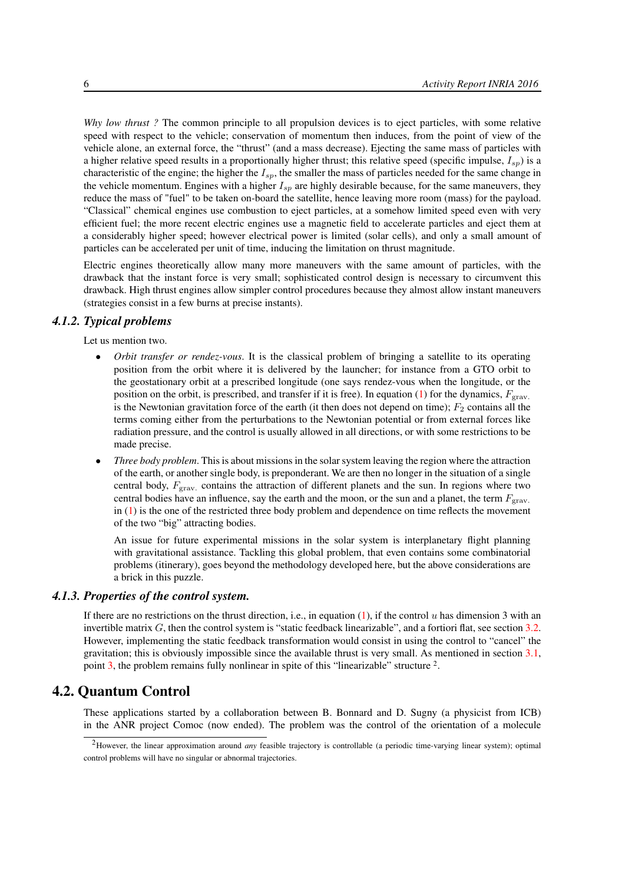*Why low thrust ?* The common principle to all propulsion devices is to eject particles, with some relative speed with respect to the vehicle; conservation of momentum then induces, from the point of view of the vehicle alone, an external force, the "thrust" (and a mass decrease). Ejecting the same mass of particles with a higher relative speed results in a proportionally higher thrust; this relative speed (specific impulse, $I_{sp}$) is a characteristic of the engine; the higher the $I_{sp}$, the smaller the mass of particles needed for the same change in the vehicle momentum. Engines with a higher $I_{sp}$ are highly desirable because, for the same maneuvers, they reduce the mass of "fuel" to be taken on-board the satellite, hence leaving more room (mass) for the payload. "Classical" chemical engines use combustion to eject particles, at a somehow limited speed even with very efficient fuel; the more recent electric engines use a magnetic field to accelerate particles and eject them at a considerably higher speed; however electrical power is limited (solar cells), and only a small amount of particles can be accelerated per unit of time, inducing the limitation on thrust magnitude.

Electric engines theoretically allow many more maneuvers with the same amount of particles, with the drawback that the instant force is very small; sophisticated control design is necessary to circumvent this drawback. High thrust engines allow simpler control procedures because they almost allow instant maneuvers (strategies consist in a few burns at precise instants).

### 4.1.2. Typical problems

Let us mention two.

- *Orbit transfer or rendez-vous*. It is the classical problem of bringing a satellite to its operating position from the orbit where it is delivered by the launcher; for instance from a GTO orbit to the geostationary orbit at a prescribed longitude (one says rendez-vous when the longitude, or the position on the orbit, is prescribed, and transfer if it is free). In equation (1) for the dynamics, $F_{\text{grav.}}$ is the Newtonian gravitation force of the earth (it then does not depend on time); $F_2$ contains all the terms coming either from the perturbations to the Newtonian potential or from external forces like radiation pressure, and the control is usually allowed in all directions, or with some restrictions to be made precise.
- *Three body problem*. This is about missions in the solar system leaving the region where the attraction of the earth, or another single body, is preponderant. We are then no longer in the situation of a single central body, $F_{\text{grav.}}$ contains the attraction of different planets and the sun. In regions where two central bodies have an influence, say the earth and the moon, or the sun and a planet, the term $F_{\text{grav.}}$ in (1) is the one of the restricted three body problem and dependence on time reflects the movement of the two "big" attracting bodies.

  An issue for future experimental missions in the solar system is interplanetary flight planning with gravitational assistance. Tackling this global problem, that even contains some combinatorial problems (itinerary), goes beyond the methodology developed here, but the above considerations are a brick in this puzzle.

### 4.1.3. Properties of the control system.

If there are no restrictions on the thrust direction, i.e., in equation (1), if the control $u$ has dimension 3 with an invertible matrix $G$, then the control system is "static feedback linearizable", and a fortiori flat, see section 3.2. However, implementing the static feedback transformation would consist in using the control to "cancel" the gravitation; this is obviously impossible since the available thrust is very small. As mentioned in section 3.1, point 3, the problem remains fully nonlinear in spite of this "linearizable" structure [2].

## 4.2. Quantum Control

These applications started by a collaboration between B. Bonnard and D. Sugny (a physicist from ICB) in the ANR project Comoc (now ended). The problem was the control of the orientation of a molecule

[2] However, the linear approximation around *any* feasible trajectory is controllable (a periodic time-varying linear system); optimal control problems will have no singular or abnormal trajectories.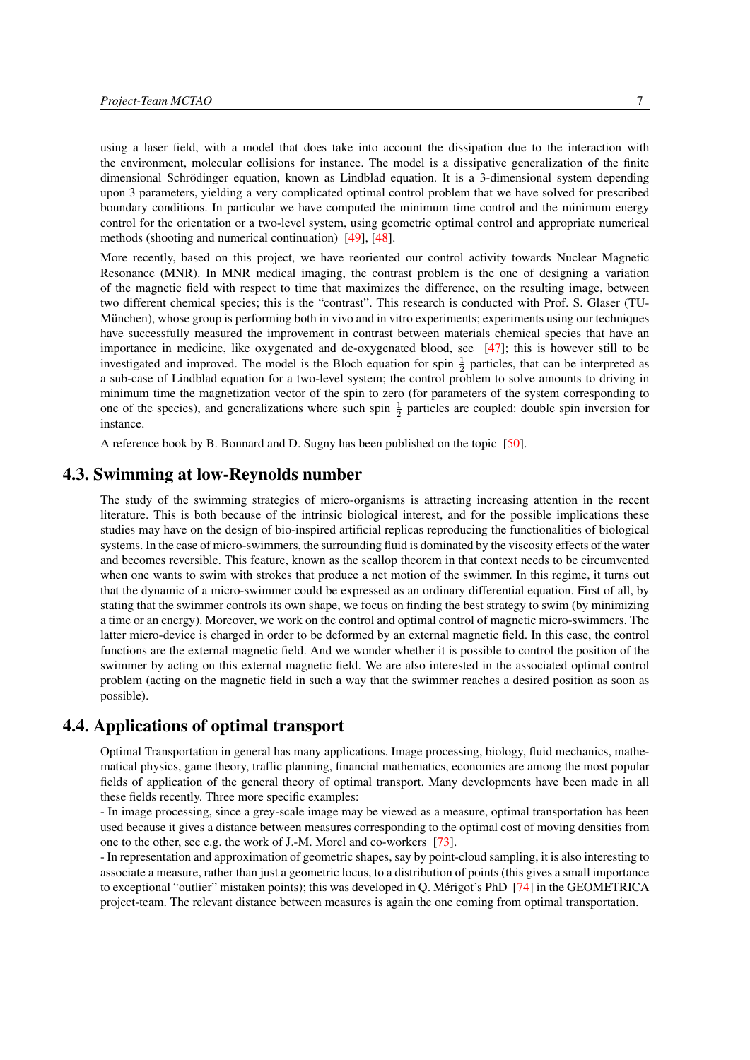using a laser field, with a model that does take into account the dissipation due to the interaction with the environment, molecular collisions for instance. The model is a dissipative generalization of the finite dimensional Schrödinger equation, known as Lindblad equation. It is a 3-dimensional system depending upon 3 parameters, yielding a very complicated optimal control problem that we have solved for prescribed boundary conditions. In particular we have computed the minimum time control and the minimum energy control for the orientation or a two-level system, using geometric optimal control and appropriate numerical methods (shooting and numerical continuation) [49], [48].

More recently, based on this project, we have reoriented our control activity towards Nuclear Magnetic Resonance (MNR). In MNR medical imaging, the contrast problem is the one of designing a variation of the magnetic field with respect to time that maximizes the difference, on the resulting image, between two different chemical species; this is the "contrast". This research is conducted with Prof. S. Glaser (TU-München), whose group is performing both in vivo and in vitro experiments; experiments using our techniques have successfully measured the improvement in contrast between materials chemical species that have an importance in medicine, like oxygenated and de-oxygenated blood, see [47]; this is however still to be investigated and improved. The model is the Bloch equation for spin $\frac{1}{2}$ particles, that can be interpreted as a sub-case of Lindblad equation for a two-level system; the control problem to solve amounts to driving in minimum time the magnetization vector of the spin to zero (for parameters of the system corresponding to one of the species), and generalizations where such spin $\frac{1}{2}$ particles are coupled: double spin inversion for instance.

A reference book by B. Bonnard and D. Sugny has been published on the topic [50].

## 4.3. Swimming at low-Reynolds number

The study of the swimming strategies of micro-organisms is attracting increasing attention in the recent literature. This is both because of the intrinsic biological interest, and for the possible implications these studies may have on the design of bio-inspired artificial replicas reproducing the functionalities of biological systems. In the case of micro-swimmers, the surrounding fluid is dominated by the viscosity effects of the water and becomes reversible. This feature, known as the scallop theorem in that context needs to be circumvented when one wants to swim with strokes that produce a net motion of the swimmer. In this regime, it turns out that the dynamic of a micro-swimmer could be expressed as an ordinary differential equation. First of all, by stating that the swimmer controls its own shape, we focus on finding the best strategy to swim (by minimizing a time or an energy). Moreover, we work on the control and optimal control of magnetic micro-swimmers. The latter micro-device is charged in order to be deformed by an external magnetic field. In this case, the control functions are the external magnetic field. And we wonder whether it is possible to control the position of the swimmer by acting on this external magnetic field. We are also interested in the associated optimal control problem (acting on the magnetic field in such a way that the swimmer reaches a desired position as soon as possible).

## 4.4. Applications of optimal transport

Optimal Transportation in general has many applications. Image processing, biology, fluid mechanics, mathematical physics, game theory, traffic planning, financial mathematics, economics are among the most popular fields of application of the general theory of optimal transport. Many developments have been made in all these fields recently. Three more specific examples:

- In image processing, since a grey-scale image may be viewed as a measure, optimal transportation has been used because it gives a distance between measures corresponding to the optimal cost of moving densities from one to the other, see e.g. the work of J.-M. Morel and co-workers [73].

- In representation and approximation of geometric shapes, say by point-cloud sampling, it is also interesting to associate a measure, rather than just a geometric locus, to a distribution of points (this gives a small importance to exceptional "outlier" mistaken points); this was developed in Q. Mérigot's PhD [74] in the GEOMETRICA project-team. The relevant distance between measures is again the one coming from optimal transportation.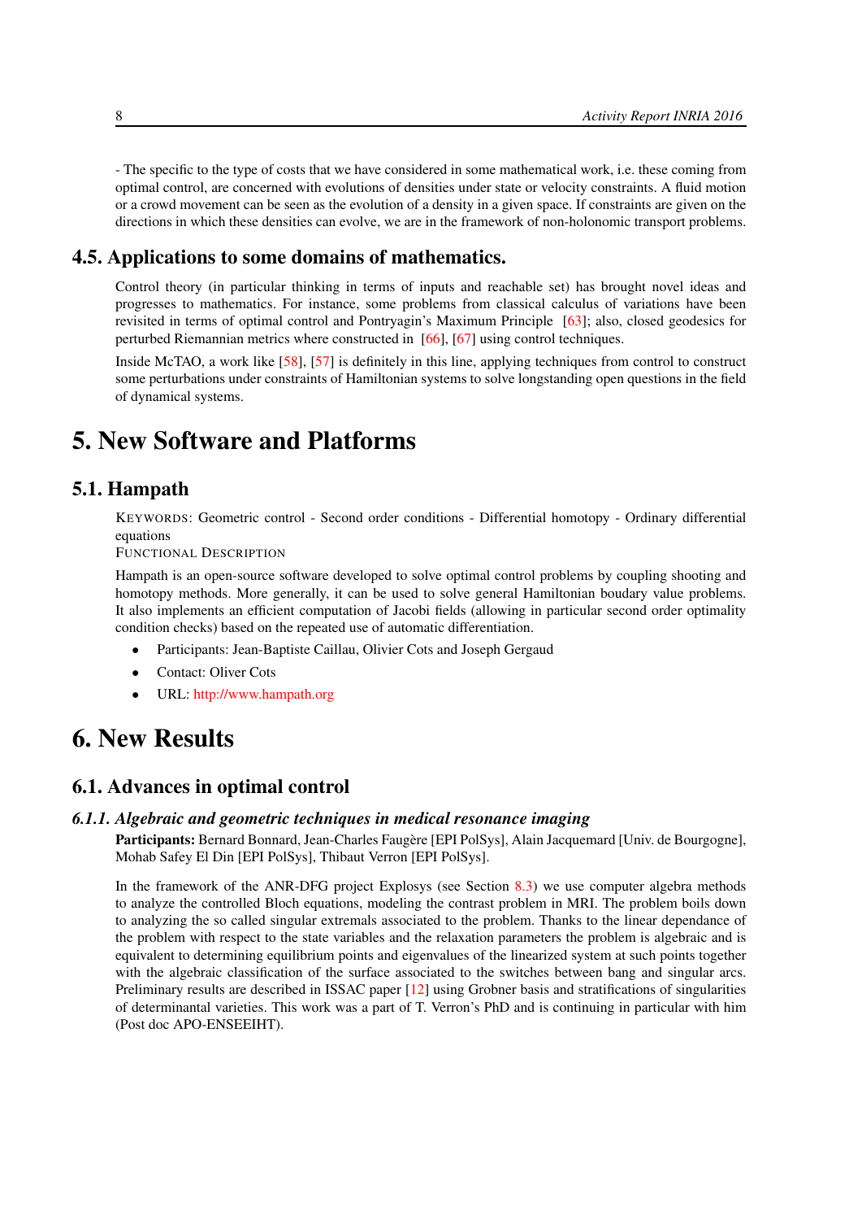- The specific to the type of costs that we have considered in some mathematical work, i.e. these coming from optimal control, are concerned with evolutions of densities under state or velocity constraints. A fluid motion or a crowd movement can be seen as the evolution of a density in a given space. If constraints are given on the directions in which these densities can evolve, we are in the framework of non-holonomic transport problems.

## 4.5. Applications to some domains of mathematics.

Control theory (in particular thinking in terms of inputs and reachable set) has brought novel ideas and progresses to mathematics. For instance, some problems from classical calculus of variations have been revisited in terms of optimal control and Pontryagin's Maximum Principle [63]; also, closed geodesics for perturbed Riemannian metrics where constructed in [66], [67] using control techniques.

Inside McTAO, a work like [58], [57] is definitely in this line, applying techniques from control to construct some perturbations under constraints of Hamiltonian systems to solve longstanding open questions in the field of dynamical systems.

# 5. New Software and Platforms

## 5.1. Hampath

KEYWORDS: Geometric control - Second order conditions - Differential homotopy - Ordinary differential equations

FUNCTIONAL DESCRIPTION

Hampath is an open-source software developed to solve optimal control problems by coupling shooting and homotopy methods. More generally, it can be used to solve general Hamiltonian boudary value problems. It also implements an efficient computation of Jacobi fields (allowing in particular second order optimality condition checks) based on the repeated use of automatic differentiation.

- Participants: Jean-Baptiste Caillau, Olivier Cots and Joseph Gergaud
- Contact: Oliver Cots
- URL: http://www.hampath.org

# 6. New Results

## 6.1. Advances in optimal control

### *6.1.1. Algebraic and geometric techniques in medical resonance imaging*

**Participants:** Bernard Bonnard, Jean-Charles Faugère [EPI PolSys], Alain Jacquemard [Univ. de Bourgogne], Mohab Safey El Din [EPI PolSys], Thibaut Verron [EPI PolSys].

In the framework of the ANR-DFG project Explosys (see Section 8.3) we use computer algebra methods to analyze the controlled Bloch equations, modeling the contrast problem in MRI. The problem boils down to analyzing the so called singular extremals associated to the problem. Thanks to the linear dependance of the problem with respect to the state variables and the relaxation parameters the problem is algebraic and is equivalent to determining equilibrium points and eigenvalues of the linearized system at such points together with the algebraic classification of the surface associated to the switches between bang and singular arcs. Preliminary results are described in ISSAC paper [12] using Grobner basis and stratifications of singularities of determinantal varieties. This work was a part of T. Verron's PhD and is continuing in particular with him (Post doc APO-ENSEEIHT).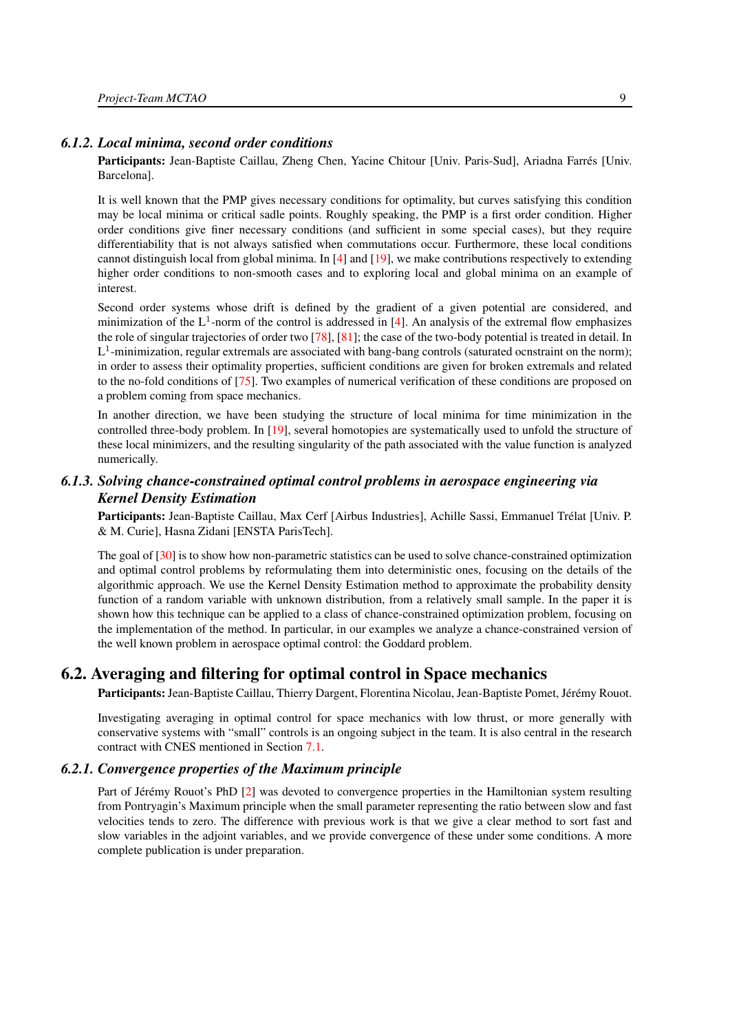### 6.1.2. Local minima, second order conditions

**Participants:** Jean-Baptiste Caillau, Zheng Chen, Yacine Chitour [Univ. Paris-Sud], Ariadna Farrés [Univ. Barcelona].

It is well known that the PMP gives necessary conditions for optimality, but curves satisfying this condition may be local minima or critical sadle points. Roughly speaking, the PMP is a first order condition. Higher order conditions give finer necessary conditions (and sufficient in some special cases), but they require differentiability that is not always satisfied when commutations occur. Furthermore, these local conditions cannot distinguish local from global minima. In [4] and [19], we make contributions respectively to extending higher order conditions to non-smooth cases and to exploring local and global minima on an example of interest.

Second order systems whose drift is defined by the gradient of a given potential are considered, and minimization of the $L^1$-norm of the control is addressed in [4]. An analysis of the extremal flow emphasizes the role of singular trajectories of order two [78], [81]; the case of the two-body potential is treated in detail. In $L^1$-minimization, regular extremals are associated with bang-bang controls (saturated ocnstraint on the norm); in order to assess their optimality properties, sufficient conditions are given for broken extremals and related to the no-fold conditions of [75]. Two examples of numerical verification of these conditions are proposed on a problem coming from space mechanics.

In another direction, we have been studying the structure of local minima for time minimization in the controlled three-body problem. In [19], several homotopies are systematically used to unfold the structure of these local minimizers, and the resulting singularity of the path associated with the value function is analyzed numerically.

### 6.1.3. Solving chance-constrained optimal control problems in aerospace engineering via Kernel Density Estimation

**Participants:** Jean-Baptiste Caillau, Max Cerf [Airbus Industries], Achille Sassi, Emmanuel Trélat [Univ. P. & M. Curie], Hasna Zidani [ENSTA ParisTech].

The goal of [30] is to show how non-parametric statistics can be used to solve chance-constrained optimization and optimal control problems by reformulating them into deterministic ones, focusing on the details of the algorithmic approach. We use the Kernel Density Estimation method to approximate the probability density function of a random variable with unknown distribution, from a relatively small sample. In the paper it is shown how this technique can be applied to a class of chance-constrained optimization problem, focusing on the implementation of the method. In particular, in our examples we analyze a chance-constrained version of the well known problem in aerospace optimal control: the Goddard problem.

## 6.2. Averaging and filtering for optimal control in Space mechanics

**Participants:** Jean-Baptiste Caillau, Thierry Dargent, Florentina Nicolau, Jean-Baptiste Pomet, Jérémy Rouot.

Investigating averaging in optimal control for space mechanics with low thrust, or more generally with conservative systems with "small" controls is an ongoing subject in the team. It is also central in the research contract with CNES mentioned in Section 7.1.

### 6.2.1. Convergence properties of the Maximum principle

Part of Jérémy Rouot's PhD [2] was devoted to convergence properties in the Hamiltonian system resulting from Pontryagin's Maximum principle when the small parameter representing the ratio between slow and fast velocities tends to zero. The difference with previous work is that we give a clear method to sort fast and slow variables in the adjoint variables, and we provide convergence of these under some conditions. A more complete publication is under preparation.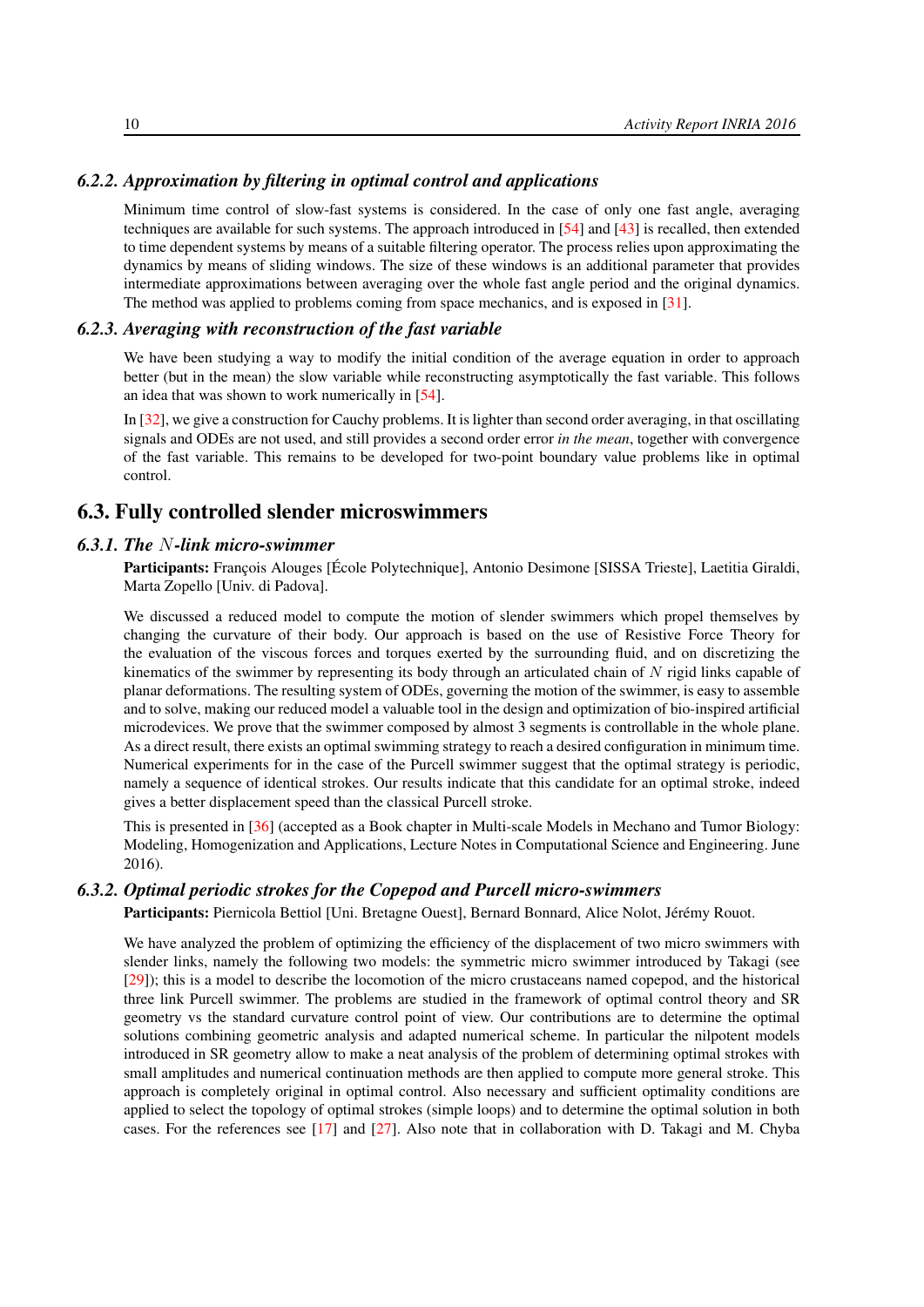### 6.2.2. Approximation by filtering in optimal control and applications

Minimum time control of slow-fast systems is considered. In the case of only one fast angle, averaging techniques are available for such systems. The approach introduced in [54] and [43] is recalled, then extended to time dependent systems by means of a suitable filtering operator. The process relies upon approximating the dynamics by means of sliding windows. The size of these windows is an additional parameter that provides intermediate approximations between averaging over the whole fast angle period and the original dynamics. The method was applied to problems coming from space mechanics, and is exposed in [31].

### 6.2.3. Averaging with reconstruction of the fast variable

We have been studying a way to modify the initial condition of the average equation in order to approach better (but in the mean) the slow variable while reconstructing asymptotically the fast variable. This follows an idea that was shown to work numerically in [54].

In [32], we give a construction for Cauchy problems. It is lighter than second order averaging, in that oscillating signals and ODEs are not used, and still provides a second order error *in the mean*, together with convergence of the fast variable. This remains to be developed for two-point boundary value problems like in optimal control.

## 6.3. Fully controlled slender microswimmers

### 6.3.1. The $N$-link micro-swimmer

**Participants:** François Alouges [École Polytechnique], Antonio Desimone [SISSA Trieste], Laetitia Giraldi, Marta Zopello [Univ. di Padova].

We discussed a reduced model to compute the motion of slender swimmers which propel themselves by changing the curvature of their body. Our approach is based on the use of Resistive Force Theory for the evaluation of the viscous forces and torques exerted by the surrounding fluid, and on discretizing the kinematics of the swimmer by representing its body through an articulated chain of $N$ rigid links capable of planar deformations. The resulting system of ODEs, governing the motion of the swimmer, is easy to assemble and to solve, making our reduced model a valuable tool in the design and optimization of bio-inspired artificial microdevices. We prove that the swimmer composed by almost 3 segments is controllable in the whole plane. As a direct result, there exists an optimal swimming strategy to reach a desired configuration in minimum time. Numerical experiments for in the case of the Purcell swimmer suggest that the optimal strategy is periodic, namely a sequence of identical strokes. Our results indicate that this candidate for an optimal stroke, indeed gives a better displacement speed than the classical Purcell stroke.

This is presented in [36] (accepted as a Book chapter in Multi-scale Models in Mechano and Tumor Biology: Modeling, Homogenization and Applications, Lecture Notes in Computational Science and Engineering. June 2016).

### 6.3.2. Optimal periodic strokes for the Copepod and Purcell micro-swimmers

**Participants:** Piernicola Bettiol [Uni. Bretagne Ouest], Bernard Bonnard, Alice Nolot, Jérémy Rouot.

We have analyzed the problem of optimizing the efficiency of the displacement of two micro swimmers with slender links, namely the following two models: the symmetric micro swimmer introduced by Takagi (see [29]); this is a model to describe the locomotion of the micro crustaceans named copepod, and the historical three link Purcell swimmer. The problems are studied in the framework of optimal control theory and SR geometry vs the standard curvature control point of view. Our contributions are to determine the optimal solutions combining geometric analysis and adapted numerical scheme. In particular the nilpotent models introduced in SR geometry allow to make a neat analysis of the problem of determining optimal strokes with small amplitudes and numerical continuation methods are then applied to compute more general stroke. This approach is completely original in optimal control. Also necessary and sufficient optimality conditions are applied to select the topology of optimal strokes (simple loops) and to determine the optimal solution in both cases. For the references see [17] and [27]. Also note that in collaboration with D. Takagi and M. Chyba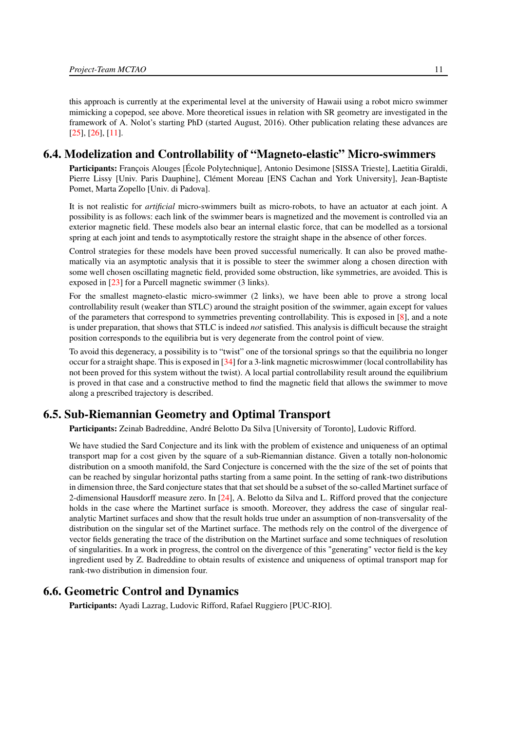this approach is currently at the experimental level at the university of Hawaii using a robot micro swimmer mimicking a copepod, see above. More theoretical issues in relation with SR geometry are investigated in the framework of A. Nolot's starting PhD (started August, 2016). Other publication relating these advances are [25], [26], [11].

## 6.4. Modelization and Controllability of "Magneto-elastic" Micro-swimmers

**Participants:** François Alouges [École Polytechnique], Antonio Desimone [SISSA Trieste], Laetitia Giraldi, Pierre Lissy [Univ. Paris Dauphine], Clément Moreau [ENS Cachan and York University], Jean-Baptiste Pomet, Marta Zopello [Univ. di Padova].

It is not realistic for *artificial* micro-swimmers built as micro-robots, to have an actuator at each joint. A possibility is as follows: each link of the swimmer bears is magnetized and the movement is controlled via an exterior magnetic field. These models also bear an internal elastic force, that can be modelled as a torsional spring at each joint and tends to asymptotically restore the straight shape in the absence of other forces.

Control strategies for these models have been proved successful numerically. It can also be proved mathematically via an asymptotic analysis that it is possible to steer the swimmer along a chosen direction with some well chosen oscillating magnetic field, provided some obstruction, like symmetries, are avoided. This is exposed in [23] for a Purcell magnetic swimmer (3 links).

For the smallest magneto-elastic micro-swimmer (2 links), we have been able to prove a strong local controllability result (weaker than STLC) around the straight position of the swimmer, again except for values of the parameters that correspond to symmetries preventing controllability. This is exposed in [8], and a note is under preparation, that shows that STLC is indeed *not* satisfied. This analysis is difficult because the straight position corresponds to the equilibria but is very degenerate from the control point of view.

To avoid this degeneracy, a possibility is to "twist" one of the torsional springs so that the equilibria no longer occur for a straight shape. This is exposed in [34] for a 3-link magnetic microswimmer (local controllability has not been proved for this system without the twist). A local partial controllability result around the equilibrium is proved in that case and a constructive method to find the magnetic field that allows the swimmer to move along a prescribed trajectory is described.

## 6.5. Sub-Riemannian Geometry and Optimal Transport

**Participants:** Zeinab Badreddine, André Belotto Da Silva [University of Toronto], Ludovic Rifford.

We have studied the Sard Conjecture and its link with the problem of existence and uniqueness of an optimal transport map for a cost given by the square of a sub-Riemannian distance. Given a totally non-holonomic distribution on a smooth manifold, the Sard Conjecture is concerned with the the size of the set of points that can be reached by singular horizontal paths starting from a same point. In the setting of rank-two distributions in dimension three, the Sard conjecture states that that set should be a subset of the so-called Martinet surface of 2-dimensional Hausdorff measure zero. In [24], A. Belotto da Silva and L. Rifford proved that the conjecture holds in the case where the Martinet surface is smooth. Moreover, they address the case of singular real-analytic Martinet surfaces and show that the result holds true under an assumption of non-transversality of the distribution on the singular set of the Martinet surface. The methods rely on the control of the divergence of vector fields generating the trace of the distribution on the Martinet surface and some techniques of resolution of singularities. In a work in progress, the control on the divergence of this "generating" vector field is the key ingredient used by Z. Badreddine to obtain results of existence and uniqueness of optimal transport map for rank-two distribution in dimension four.

## 6.6. Geometric Control and Dynamics

**Participants:** Ayadi Lazrag, Ludovic Rifford, Rafael Ruggiero [PUC-RIO].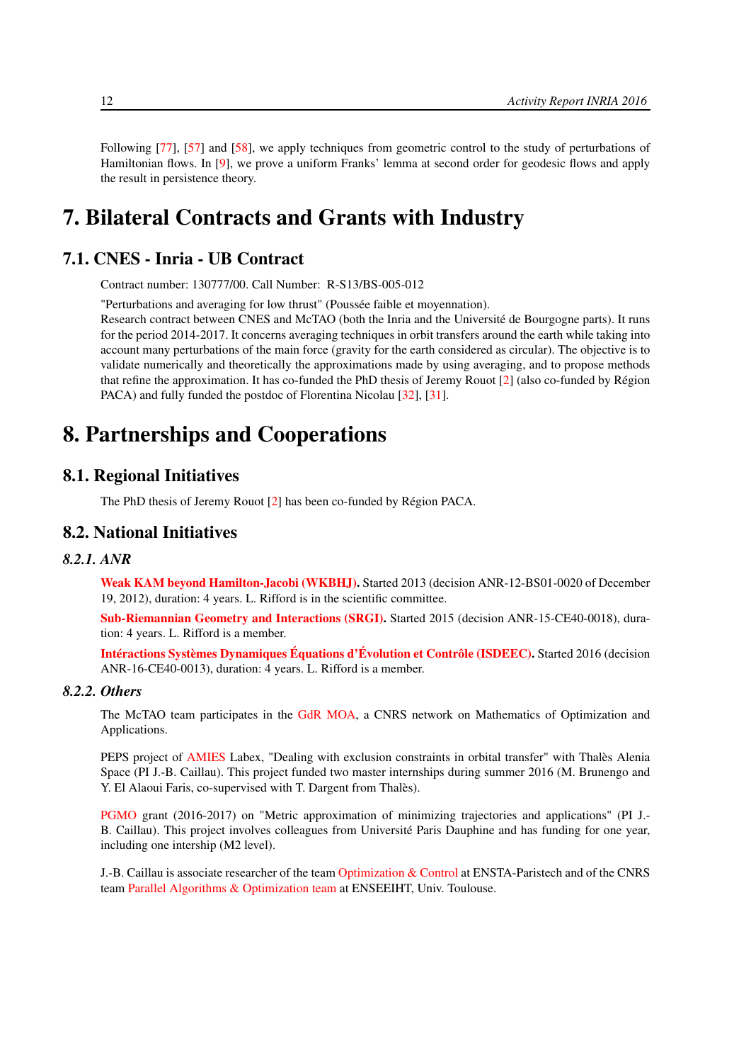Following [77], [57] and [58], we apply techniques from geometric control to the study of perturbations of Hamiltonian flows. In [9], we prove a uniform Franks' lemma at second order for geodesic flows and apply the result in persistence theory.

# 7. Bilateral Contracts and Grants with Industry

## 7.1. CNES - Inria - UB Contract

Contract number: 130777/00. Call Number: R-S13/BS-005-012

"Perturbations and averaging for low thrust" (Poussée faible et moyennation).
Research contract between CNES and McTAO (both the Inria and the Université de Bourgogne parts). It runs for the period 2014-2017. It concerns averaging techniques in orbit transfers around the earth while taking into account many perturbations of the main force (gravity for the earth considered as circular). The objective is to validate numerically and theoretically the approximations made by using averaging, and to propose methods that refine the approximation. It has co-funded the PhD thesis of Jeremy Rouot [2] (also co-funded by Région PACA) and fully funded the postdoc of Florentina Nicolau [32], [31].

# 8. Partnerships and Cooperations

## 8.1. Regional Initiatives

The PhD thesis of Jeremy Rouot [2] has been co-funded by Région PACA.

## 8.2. National Initiatives

### *8.2.1. ANR*

**Weak KAM beyond Hamilton-Jacobi (WKBHJ).** Started 2013 (decision ANR-12-BS01-0020 of December 19, 2012), duration: 4 years. L. Rifford is in the scientific committee.

**Sub-Riemannian Geometry and Interactions (SRGI).** Started 2015 (decision ANR-15-CE40-0018), duration: 4 years. L. Rifford is a member.

**Intéractions Systèmes Dynamiques Équations d'Évolution et Contrôle (ISDEEC).** Started 2016 (decision ANR-16-CE40-0013), duration: 4 years. L. Rifford is a member.

### *8.2.2. Others*

The McTAO team participates in the GdR MOA, a CNRS network on Mathematics of Optimization and Applications.

PEPS project of AMIES Labex, "Dealing with exclusion constraints in orbital transfer" with Thalès Alenia Space (PI J.-B. Caillau). This project funded two master internships during summer 2016 (M. Brunengo and Y. El Alaoui Faris, co-supervised with T. Dargent from Thalès).

PGMO grant (2016-2017) on "Metric approximation of minimizing trajectories and applications" (PI J.-B. Caillau). This project involves colleagues from Université Paris Dauphine and has funding for one year, including one intership (M2 level).

J.-B. Caillau is associate researcher of the team Optimization & Control at ENSTA-Paristech and of the CNRS team Parallel Algorithms & Optimization team at ENSEEIHT, Univ. Toulouse.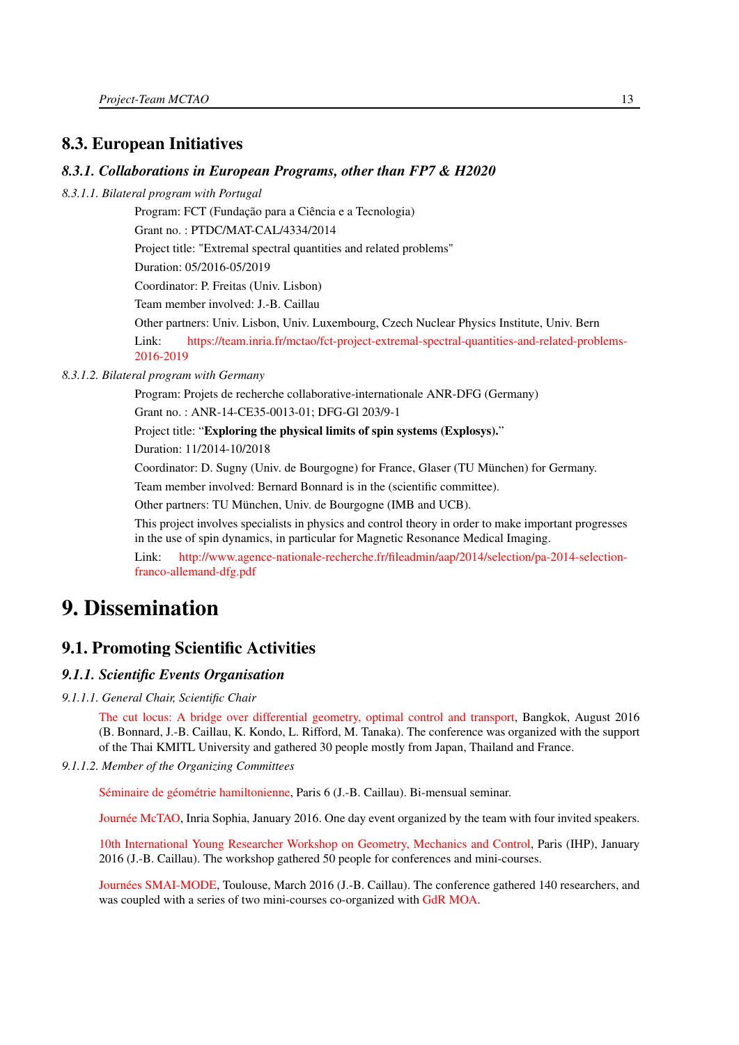## 8.3. European Initiatives

### *8.3.1. Collaborations in European Programs, other than FP7 & H2020*

*8.3.1.1. Bilateral program with Portugal*

Program: FCT (Fundação para a Ciência e a Tecnologia)

Grant no. : PTDC/MAT-CAL/4334/2014

Project title: "Extremal spectral quantities and related problems"

Duration: 05/2016-05/2019

Coordinator: P. Freitas (Univ. Lisbon)

Team member involved: J.-B. Caillau

Other partners: Univ. Lisbon, Univ. Luxembourg, Czech Nuclear Physics Institute, Univ. Bern

Link: https://team.inria.fr/mctao/fct-project-extremal-spectral-quantities-and-related-problems-2016-2019

*8.3.1.2. Bilateral program with Germany*

Program: Projets de recherche collaborative-internationale ANR-DFG (Germany)

Grant no. : ANR-14-CE35-0013-01; DFG-Gl 203/9-1

Project title: "**Exploring the physical limits of spin systems (Explosys).**"

Duration: 11/2014-10/2018

Coordinator: D. Sugny (Univ. de Bourgogne) for France, Glaser (TU München) for Germany.

Team member involved: Bernard Bonnard is in the (scientific committee).

Other partners: TU München, Univ. de Bourgogne (IMB and UCB).

This project involves specialists in physics and control theory in order to make important progresses in the use of spin dynamics, in particular for Magnetic Resonance Medical Imaging.

Link: http://www.agence-nationale-recherche.fr/fileadmin/aap/2014/selection/pa-2014-selection-franco-allemand-dfg.pdf

# 9. Dissemination

## 9.1. Promoting Scientific Activities

### *9.1.1. Scientific Events Organisation*

*9.1.1.1. General Chair, Scientific Chair*

The cut locus: A bridge over differential geometry, optimal control and transport, Bangkok, August 2016 (B. Bonnard, J.-B. Caillau, K. Kondo, L. Rifford, M. Tanaka). The conference was organized with the support of the Thai KMITL University and gathered 30 people mostly from Japan, Thailand and France.

*9.1.1.2. Member of the Organizing Committees*

Séminaire de géométrie hamiltonienne, Paris 6 (J.-B. Caillau). Bi-mensual seminar.

Journée McTAO, Inria Sophia, January 2016. One day event organized by the team with four invited speakers.

10th International Young Researcher Workshop on Geometry, Mechanics and Control, Paris (IHP), January 2016 (J.-B. Caillau). The workshop gathered 50 people for conferences and mini-courses.

Journées SMAI-MODE, Toulouse, March 2016 (J.-B. Caillau). The conference gathered 140 researchers, and was coupled with a series of two mini-courses co-organized with GdR MOA.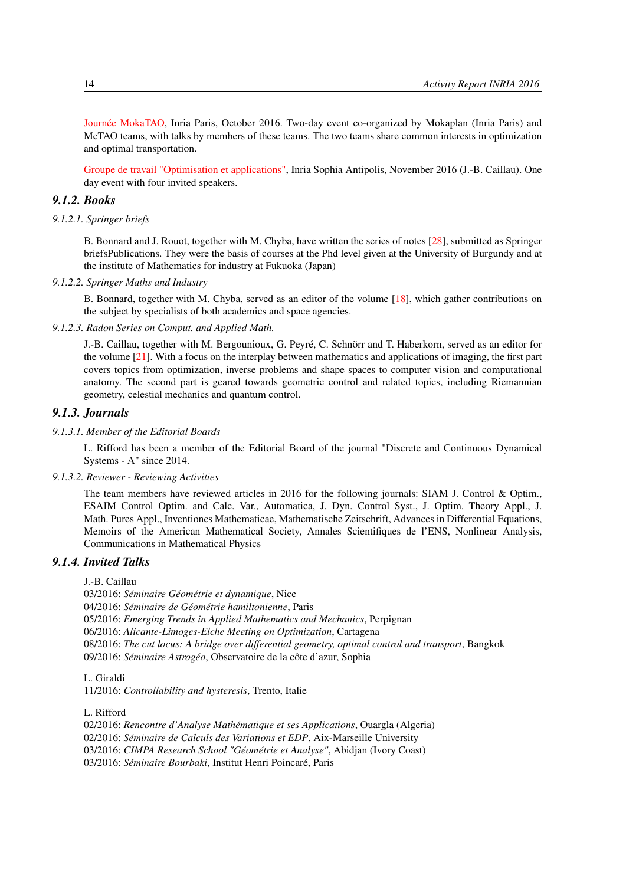Journée MokaTAO, Inria Paris, October 2016. Two-day event co-organized by Mokaplan (Inria Paris) and McTAO teams, with talks by members of these teams. The two teams share common interests in optimization and optimal transportation.

Groupe de travail "Optimisation et applications", Inria Sophia Antipolis, November 2016 (J.-B. Caillau). One day event with four invited speakers.

### 9.1.2. Books

#### 9.1.2.1. Springer briefs

B. Bonnard and J. Rouot, together with M. Chyba, have written the series of notes [28], submitted as Springer briefsPublications. They were the basis of courses at the Phd level given at the University of Burgundy and at the institute of Mathematics for industry at Fukuoka (Japan)

#### 9.1.2.2. Springer Maths and Industry

B. Bonnard, together with M. Chyba, served as an editor of the volume [18], which gather contributions on the subject by specialists of both academics and space agencies.

#### 9.1.2.3. Radon Series on Comput. and Applied Math.

J.-B. Caillau, together with M. Bergounioux, G. Peyré, C. Schnörr and T. Haberkorn, served as an editor for the volume [21]. With a focus on the interplay between mathematics and applications of imaging, the first part covers topics from optimization, inverse problems and shape spaces to computer vision and computational anatomy. The second part is geared towards geometric control and related topics, including Riemannian geometry, celestial mechanics and quantum control.

### 9.1.3. Journals

#### 9.1.3.1. Member of the Editorial Boards

L. Rifford has been a member of the Editorial Board of the journal "Discrete and Continuous Dynamical Systems - A" since 2014.

#### 9.1.3.2. Reviewer - Reviewing Activities

The team members have reviewed articles in 2016 for the following journals: SIAM J. Control & Optim., ESAIM Control Optim. and Calc. Var., Automatica, J. Dyn. Control Syst., J. Optim. Theory Appl., J. Math. Pures Appl., Inventiones Mathematicae, Mathematische Zeitschrift, Advances in Differential Equations, Memoirs of the American Mathematical Society, Annales Scientifiques de l'ENS, Nonlinear Analysis, Communications in Mathematical Physics

### 9.1.4. Invited Talks

J.-B. Caillau
03/2016: *Séminaire Géométrie et dynamique*, Nice
04/2016: *Séminaire de Géométrie hamiltonienne*, Paris
05/2016: *Emerging Trends in Applied Mathematics and Mechanics*, Perpignan
06/2016: *Alicante-Limoges-Elche Meeting on Optimization*, Cartagena
08/2016: *The cut locus: A bridge over differential geometry, optimal control and transport*, Bangkok
09/2016: *Séminaire Astrogéo*, Observatoire de la côte d'azur, Sophia

L. Giraldi
11/2016: *Controllability and hysteresis*, Trento, Italie

L. Rifford
02/2016: *Rencontre d'Analyse Mathématique et ses Applications*, Ouargla (Algeria)
02/2016: *Séminaire de Calculs des Variations et EDP*, Aix-Marseille University
03/2016: *CIMPA Research School "Géométrie et Analyse"*, Abidjan (Ivory Coast)
03/2016: *Séminaire Bourbaki*, Institut Henri Poincaré, Paris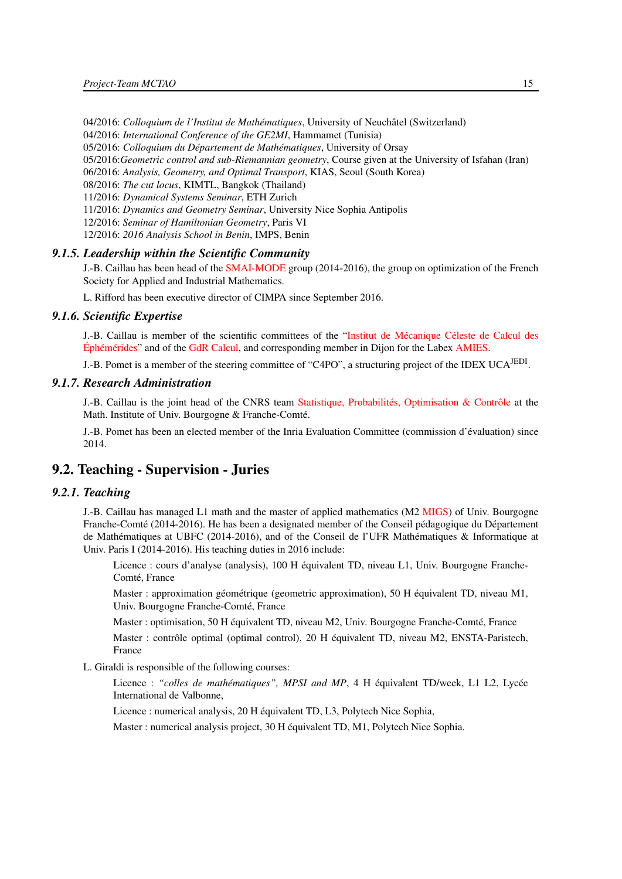04/2016: *Colloquium de l'Institut de Mathématiques*, University of Neuchâtel (Switzerland)
04/2016: *International Conference of the GE2MI*, Hammamet (Tunisia)
05/2016: *Colloquium du Département de Mathématiques*, University of Orsay
05/2016:*Geometric control and sub-Riemannian geometry*, Course given at the University of Isfahan (Iran)
06/2016: *Analysis, Geometry, and Optimal Transport*, KIAS, Seoul (South Korea)
08/2016: *The cut locus*, KIMTL, Bangkok (Thailand)
11/2016: *Dynamical Systems Seminar*, ETH Zurich
11/2016: *Dynamics and Geometry Seminar*, University Nice Sophia Antipolis
12/2016: *Seminar of Hamiltonian Geometry*, Paris VI
12/2016: *2016 Analysis School in Benin*, IMPS, Benin

### 9.1.5. Leadership within the Scientific Community

J.-B. Caillau has been head of the SMAI-MODE group (2014-2016), the group on optimization of the French Society for Applied and Industrial Mathematics.

L. Rifford has been executive director of CIMPA since September 2016.

### 9.1.6. Scientific Expertise

J.-B. Caillau is member of the scientific committees of the "Institut de Mécanique Céleste de Calcul des Éphémérides" and of the GdR Calcul, and corresponding member in Dijon for the Labex AMIES.

J.-B. Pomet is a member of the steering committee of "C4PO", a structuring project of the IDEX UCA$^{\text{JEDI}}$.

### 9.1.7. Research Administration

J.-B. Caillau is the joint head of the CNRS team Statistique, Probabilités, Optimisation & Contrôle at the Math. Institute of Univ. Bourgogne & Franche-Comté.

J.-B. Pomet has been an elected member of the Inria Evaluation Committee (commission d'évaluation) since 2014.

## 9.2. Teaching - Supervision - Juries

### 9.2.1. Teaching

J.-B. Caillau has managed L1 math and the master of applied mathematics (M2 MIGS) of Univ. Bourgogne Franche-Comté (2014-2016). He has been a designated member of the Conseil pédagogique du Département de Mathématiques at UBFC (2014-2016), and of the Conseil de l'UFR Mathématiques & Informatique at Univ. Paris I (2014-2016). His teaching duties in 2016 include:

Licence : cours d'analyse (analysis), 100 H équivalent TD, niveau L1, Univ. Bourgogne Franche-Comté, France

Master : approximation géométrique (geometric approximation), 50 H équivalent TD, niveau M1, Univ. Bourgogne Franche-Comté, France

Master : optimisation, 50 H équivalent TD, niveau M2, Univ. Bourgogne Franche-Comté, France

Master : contrôle optimal (optimal control), 20 H équivalent TD, niveau M2, ENSTA-Paristech, France

L. Giraldi is responsible of the following courses:

Licence : *"colles de mathématiques", MPSI and MP*, 4 H équivalent TD/week, L1 L2, Lycée International de Valbonne,

Licence : numerical analysis, 20 H équivalent TD, L3, Polytech Nice Sophia,

Master : numerical analysis project, 30 H équivalent TD, M1, Polytech Nice Sophia.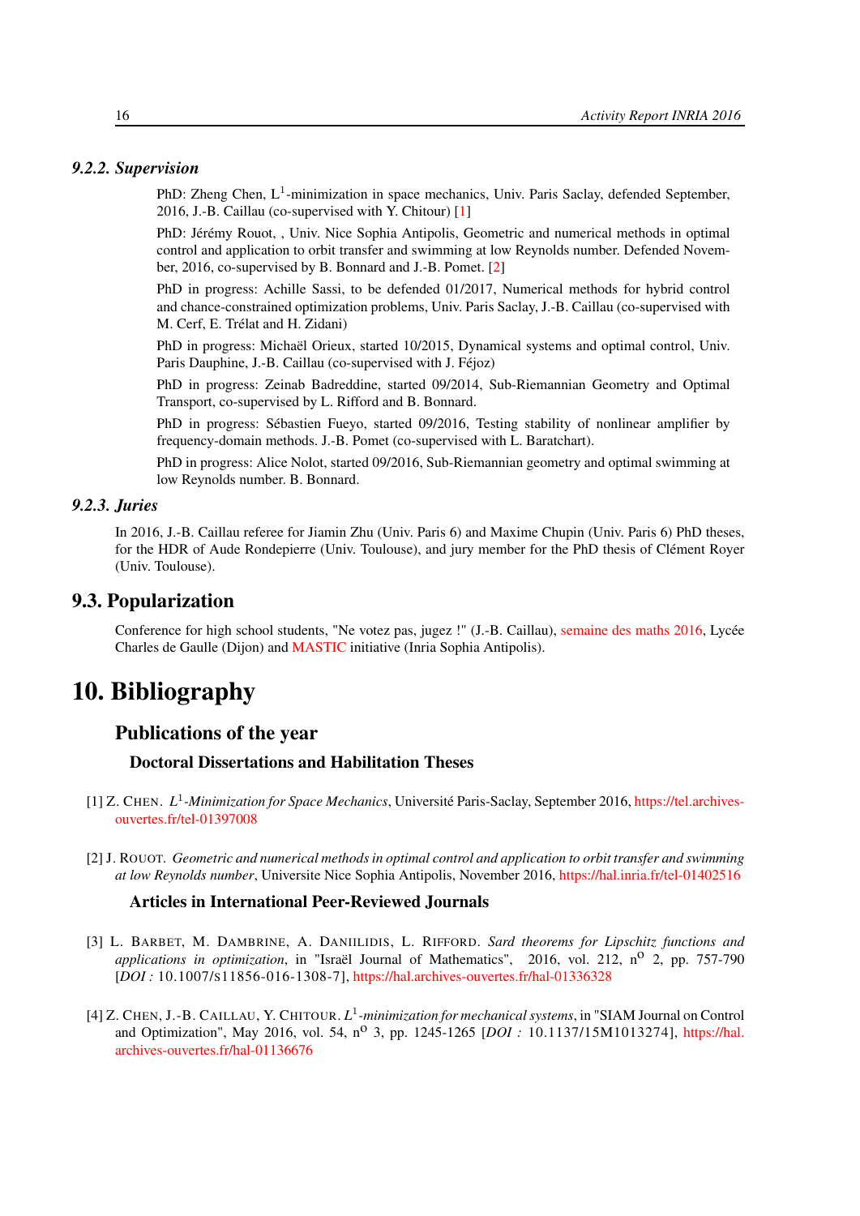### *9.2.2. Supervision*

PhD: Zheng Chen, $L^1$-minimization in space mechanics, Univ. Paris Saclay, defended September, 2016, J.-B. Caillau (co-supervised with Y. Chitour) [1]

PhD: Jérémy Rouot, , Univ. Nice Sophia Antipolis, Geometric and numerical methods in optimal control and application to orbit transfer and swimming at low Reynolds number. Defended November, 2016, co-supervised by B. Bonnard and J.-B. Pomet. [2]

PhD in progress: Achille Sassi, to be defended 01/2017, Numerical methods for hybrid control and chance-constrained optimization problems, Univ. Paris Saclay, J.-B. Caillau (co-supervised with M. Cerf, E. Trélat and H. Zidani)

PhD in progress: Michaël Orieux, started 10/2015, Dynamical systems and optimal control, Univ. Paris Dauphine, J.-B. Caillau (co-supervised with J. Féjoz)

PhD in progress: Zeinab Badreddine, started 09/2014, Sub-Riemannian Geometry and Optimal Transport, co-supervised by L. Rifford and B. Bonnard.

PhD in progress: Sébastien Fueyo, started 09/2016, Testing stability of nonlinear amplifier by frequency-domain methods. J.-B. Pomet (co-supervised with L. Baratchart).

PhD in progress: Alice Nolot, started 09/2016, Sub-Riemannian geometry and optimal swimming at low Reynolds number. B. Bonnard.

### *9.2.3. Juries*

In 2016, J.-B. Caillau referee for Jiamin Zhu (Univ. Paris 6) and Maxime Chupin (Univ. Paris 6) PhD theses, for the HDR of Aude Rondepierre (Univ. Toulouse), and jury member for the PhD thesis of Clément Royer (Univ. Toulouse).

## 9.3. Popularization

Conference for high school students, "Ne votez pas, jugez !" (J.-B. Caillau), semaine des maths 2016, Lycée Charles de Gaulle (Dijon) and MASTIC initiative (Inria Sophia Antipolis).

# 10. Bibliography

## Publications of the year

### Doctoral Dissertations and Habilitation Theses

[1] Z. Chen. *$L^1$-Minimization for Space Mechanics*, Université Paris-Saclay, September 2016, https://tel.archives-ouvertes.fr/tel-01397008

[2] J. Rouot. *Geometric and numerical methods in optimal control and application to orbit transfer and swimming at low Reynolds number*, Universite Nice Sophia Antipolis, November 2016, https://hal.inria.fr/tel-01402516

### Articles in International Peer-Reviewed Journals

[3] L. Barbet, M. Dambrine, A. Daniilidis, L. Rifford. *Sard theorems for Lipschitz functions and applications in optimization*, in "Israël Journal of Mathematics", 2016, vol. 212, n$^o$ 2, pp. 757-790 [*DOI :* 10.1007/s11856-016-1308-7], https://hal.archives-ouvertes.fr/hal-01336328

[4] Z. Chen, J.-B. Caillau, Y. Chitour. *$L^1$-minimization for mechanical systems*, in "SIAM Journal on Control and Optimization", May 2016, vol. 54, n$^o$ 3, pp. 1245-1265 [*DOI :* 10.1137/15M1013274], https://hal.archives-ouvertes.fr/hal-01136676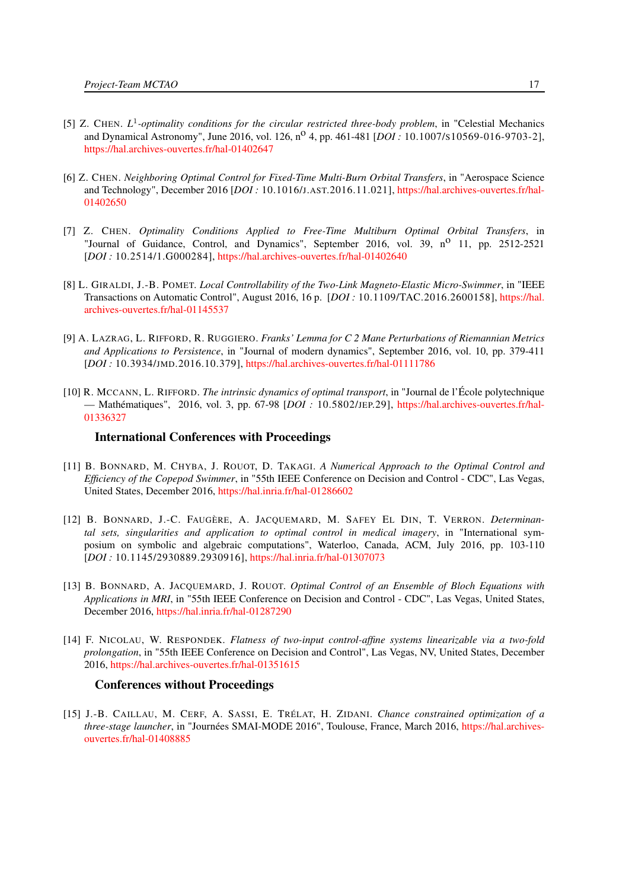[5] Z. CHEN. *$L^1$-optimality conditions for the circular restricted three-body problem*, in "Celestial Mechanics and Dynamical Astronomy", June 2016, vol. 126, n° 4, pp. 461-481 [*DOI :* 10.1007/S10569-016-9703-2], https://hal.archives-ouvertes.fr/hal-01402647

[6] Z. CHEN. *Neighboring Optimal Control for Fixed-Time Multi-Burn Orbital Transfers*, in "Aerospace Science and Technology", December 2016 [*DOI :* 10.1016/J.AST.2016.11.021], https://hal.archives-ouvertes.fr/hal-01402650

[7] Z. CHEN. *Optimality Conditions Applied to Free-Time Multiburn Optimal Orbital Transfers*, in "Journal of Guidance, Control, and Dynamics", September 2016, vol. 39, n° 11, pp. 2512-2521 [*DOI :* 10.2514/1.G000284], https://hal.archives-ouvertes.fr/hal-01402640

[8] L. GIRALDI, J.-B. POMET. *Local Controllability of the Two-Link Magneto-Elastic Micro-Swimmer*, in "IEEE Transactions on Automatic Control", August 2016, 16 p. [*DOI :* 10.1109/TAC.2016.2600158], https://hal.archives-ouvertes.fr/hal-01145537

[9] A. LAZRAG, L. RIFFORD, R. RUGGIERO. *Franks' Lemma for C 2 Mane Perturbations of Riemannian Metrics and Applications to Persistence*, in "Journal of modern dynamics", September 2016, vol. 10, pp. 379-411 [*DOI :* 10.3934/JMD.2016.10.379], https://hal.archives-ouvertes.fr/hal-01111786

[10] R. MCCANN, L. RIFFORD. *The intrinsic dynamics of optimal transport*, in "Journal de l'École polytechnique — Mathématiques", 2016, vol. 3, pp. 67-98 [*DOI :* 10.5802/JEP.29], https://hal.archives-ouvertes.fr/hal-01336327

### International Conferences with Proceedings

[11] B. BONNARD, M. CHYBA, J. ROUOT, D. TAKAGI. *A Numerical Approach to the Optimal Control and Efficiency of the Copepod Swimmer*, in "55th IEEE Conference on Decision and Control - CDC", Las Vegas, United States, December 2016, https://hal.inria.fr/hal-01286602

[12] B. BONNARD, J.-C. FAUGÈRE, A. JACQUEMARD, M. SAFEY EL DIN, T. VERRON. *Determinantal sets, singularities and application to optimal control in medical imagery*, in "International symposium on symbolic and algebraic computations", Waterloo, Canada, ACM, July 2016, pp. 103-110 [*DOI :* 10.1145/2930889.2930916], https://hal.inria.fr/hal-01307073

[13] B. BONNARD, A. JACQUEMARD, J. ROUOT. *Optimal Control of an Ensemble of Bloch Equations with Applications in MRI*, in "55th IEEE Conference on Decision and Control - CDC", Las Vegas, United States, December 2016, https://hal.inria.fr/hal-01287290

[14] F. NICOLAU, W. RESPONDEK. *Flatness of two-input control-affine systems linearizable via a two-fold prolongation*, in "55th IEEE Conference on Decision and Control", Las Vegas, NV, United States, December 2016, https://hal.archives-ouvertes.fr/hal-01351615

### Conferences without Proceedings

[15] J.-B. CAILLAU, M. CERF, A. SASSI, E. TRÉLAT, H. ZIDANI. *Chance constrained optimization of a three-stage launcher*, in "Journées SMAI-MODE 2016", Toulouse, France, March 2016, https://hal.archives-ouvertes.fr/hal-01408885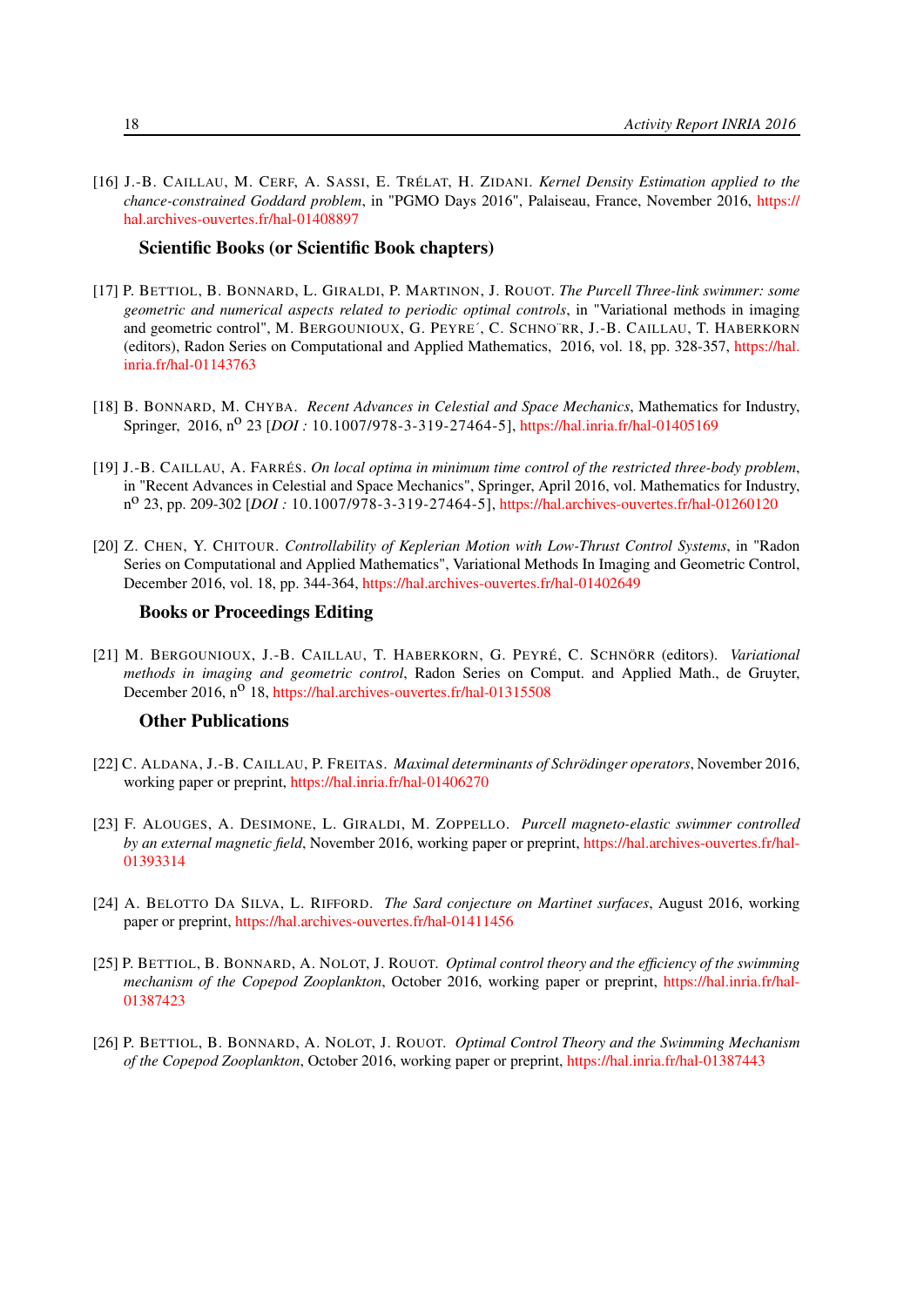[16] J.-B. CAILLAU, M. CERF, A. SASSI, E. TRÉLAT, H. ZIDANI. *Kernel Density Estimation applied to the chance-constrained Goddard problem*, in "PGMO Days 2016", Palaiseau, France, November 2016, https://hal.archives-ouvertes.fr/hal-01408897

### Scientific Books (or Scientific Book chapters)

[17] P. BETTIOL, B. BONNARD, L. GIRALDI, P. MARTINON, J. ROUOT. *The Purcell Three-link swimmer: some geometric and numerical aspects related to periodic optimal controls*, in "Variational methods in imaging and geometric control", M. BERGOUNIOUX, G. PEYRE´, C. SCHNO¨RR, J.-B. CAILLAU, T. HABERKORN (editors), Radon Series on Computational and Applied Mathematics, 2016, vol. 18, pp. 328-357, https://hal.inria.fr/hal-01143763

[18] B. BONNARD, M. CHYBA. *Recent Advances in Celestial and Space Mechanics*, Mathematics for Industry, Springer, 2016, n° 23 [*DOI :* 10.1007/978-3-319-27464-5], https://hal.inria.fr/hal-01405169

[19] J.-B. CAILLAU, A. FARRÉS. *On local optima in minimum time control of the restricted three-body problem*, in "Recent Advances in Celestial and Space Mechanics", Springer, April 2016, vol. Mathematics for Industry, n° 23, pp. 209-302 [*DOI :* 10.1007/978-3-319-27464-5], https://hal.archives-ouvertes.fr/hal-01260120

[20] Z. CHEN, Y. CHITOUR. *Controllability of Keplerian Motion with Low-Thrust Control Systems*, in "Radon Series on Computational and Applied Mathematics", Variational Methods In Imaging and Geometric Control, December 2016, vol. 18, pp. 344-364, https://hal.archives-ouvertes.fr/hal-01402649

### Books or Proceedings Editing

[21] M. BERGOUNIOUX, J.-B. CAILLAU, T. HABERKORN, G. PEYRÉ, C. SCHNÖRR (editors). *Variational methods in imaging and geometric control*, Radon Series on Comput. and Applied Math., de Gruyter, December 2016, n° 18, https://hal.archives-ouvertes.fr/hal-01315508

### Other Publications

[22] C. ALDANA, J.-B. CAILLAU, P. FREITAS. *Maximal determinants of Schrödinger operators*, November 2016, working paper or preprint, https://hal.inria.fr/hal-01406270

[23] F. ALOUGES, A. DESIMONE, L. GIRALDI, M. ZOPPELLO. *Purcell magneto-elastic swimmer controlled by an external magnetic field*, November 2016, working paper or preprint, https://hal.archives-ouvertes.fr/hal-01393314

[24] A. BELOTTO DA SILVA, L. RIFFORD. *The Sard conjecture on Martinet surfaces*, August 2016, working paper or preprint, https://hal.archives-ouvertes.fr/hal-01411456

[25] P. BETTIOL, B. BONNARD, A. NOLOT, J. ROUOT. *Optimal control theory and the efficiency of the swimming mechanism of the Copepod Zooplankton*, October 2016, working paper or preprint, https://hal.inria.fr/hal-01387423

[26] P. BETTIOL, B. BONNARD, A. NOLOT, J. ROUOT. *Optimal Control Theory and the Swimming Mechanism of the Copepod Zooplankton*, October 2016, working paper or preprint, https://hal.inria.fr/hal-01387443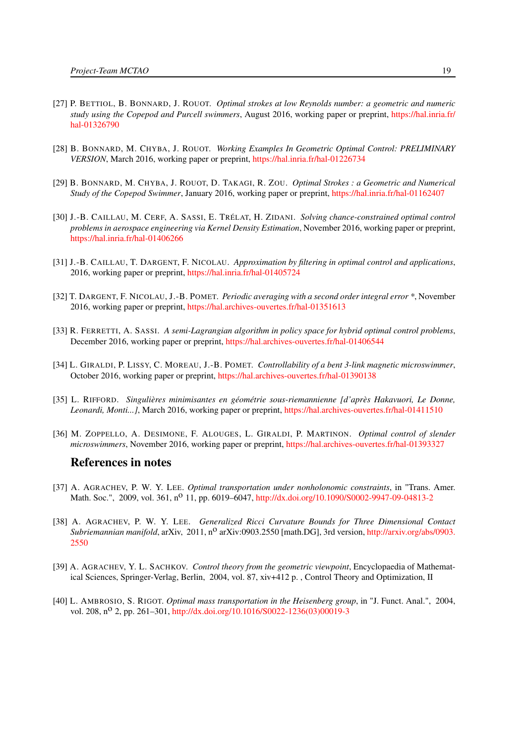[27] P. BETTIOL, B. BONNARD, J. ROUOT. *Optimal strokes at low Reynolds number: a geometric and numeric study using the Copepod and Purcell swimmers*, August 2016, working paper or preprint, https://hal.inria.fr/hal-01326790

[28] B. BONNARD, M. CHYBA, J. ROUOT. *Working Examples In Geometric Optimal Control: PRELIMINARY VERSION*, March 2016, working paper or preprint, https://hal.inria.fr/hal-01226734

[29] B. BONNARD, M. CHYBA, J. ROUOT, D. TAKAGI, R. ZOU. *Optimal Strokes : a Geometric and Numerical Study of the Copepod Swimmer*, January 2016, working paper or preprint, https://hal.inria.fr/hal-01162407

[30] J.-B. CAILLAU, M. CERF, A. SASSI, E. TRÉLAT, H. ZIDANI. *Solving chance-constrained optimal control problems in aerospace engineering via Kernel Density Estimation*, November 2016, working paper or preprint, https://hal.inria.fr/hal-01406266

[31] J.-B. CAILLAU, T. DARGENT, F. NICOLAU. *Approximation by filtering in optimal control and applications*, 2016, working paper or preprint, https://hal.inria.fr/hal-01405724

[32] T. DARGENT, F. NICOLAU, J.-B. POMET. *Periodic averaging with a second order integral error* *, November 2016, working paper or preprint, https://hal.archives-ouvertes.fr/hal-01351613

[33] R. FERRETTI, A. SASSI. *A semi-Lagrangian algorithm in policy space for hybrid optimal control problems*, December 2016, working paper or preprint, https://hal.archives-ouvertes.fr/hal-01406544

[34] L. GIRALDI, P. LISSY, C. MOREAU, J.-B. POMET. *Controllability of a bent 3-link magnetic microswimmer*, October 2016, working paper or preprint, https://hal.archives-ouvertes.fr/hal-01390138

[35] L. RIFFORD. *Singulières minimisantes en géométrie sous-riemannienne [d'après Hakavuori, Le Donne, Leonardi, Monti...]*, March 2016, working paper or preprint, https://hal.archives-ouvertes.fr/hal-01411510

[36] M. ZOPPELLO, A. DESIMONE, F. ALOUGES, L. GIRALDI, P. MARTINON. *Optimal control of slender microswimmers*, November 2016, working paper or preprint, https://hal.archives-ouvertes.fr/hal-01393327

## References in notes

[37] A. AGRACHEV, P. W. Y. LEE. *Optimal transportation under nonholonomic constraints*, in "Trans. Amer. Math. Soc.", 2009, vol. 361, n° 11, pp. 6019–6047, http://dx.doi.org/10.1090/S0002-9947-09-04813-2

[38] A. AGRACHEV, P. W. Y. LEE. *Generalized Ricci Curvature Bounds for Three Dimensional Contact Subriemannian manifold*, arXiv, 2011, n° arXiv:0903.2550 [math.DG], 3rd version, http://arxiv.org/abs/0903.2550

[39] A. AGRACHEV, Y. L. SACHKOV. *Control theory from the geometric viewpoint*, Encyclopaedia of Mathematical Sciences, Springer-Verlag, Berlin, 2004, vol. 87, xiv+412 p. , Control Theory and Optimization, II

[40] L. AMBROSIO, S. RIGOT. *Optimal mass transportation in the Heisenberg group*, in "J. Funct. Anal.", 2004, vol. 208, n° 2, pp. 261–301, http://dx.doi.org/10.1016/S0022-1236(03)00019-3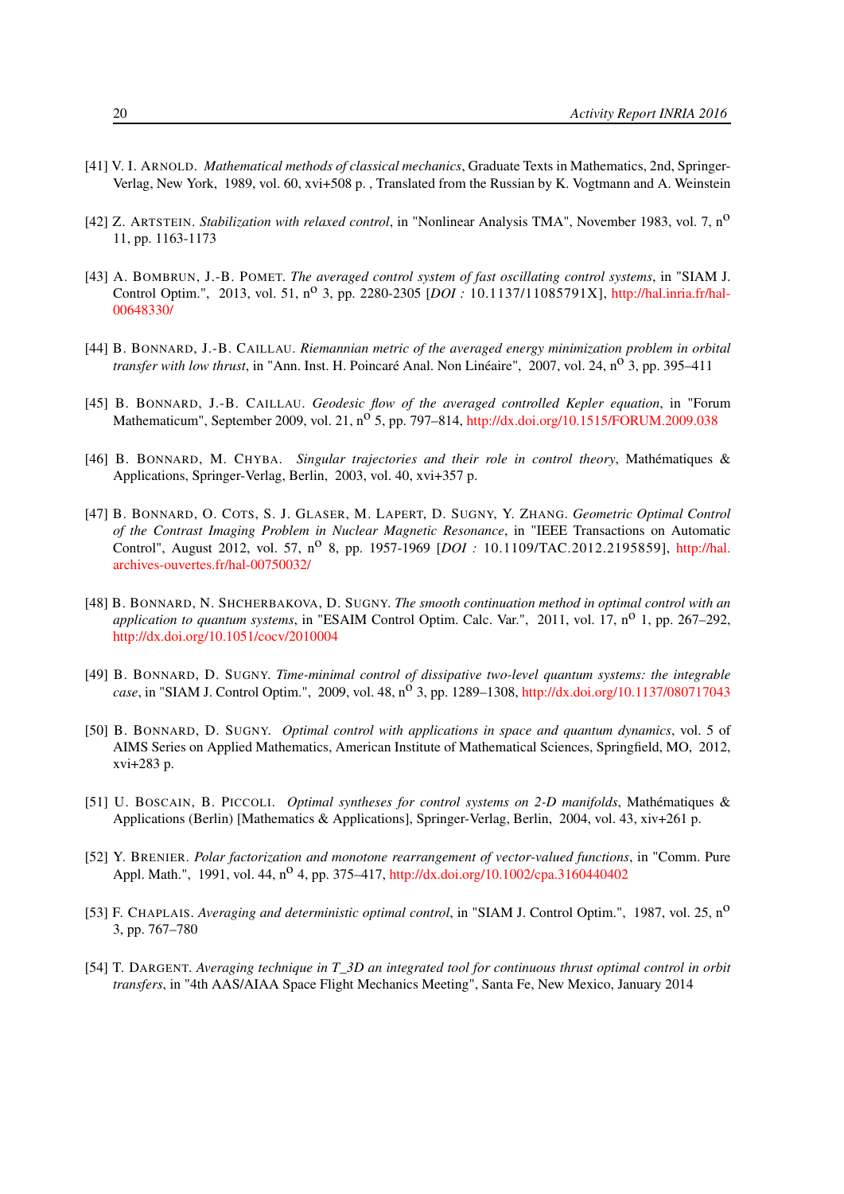[41] V. I. ARNOLD. *Mathematical methods of classical mechanics*, Graduate Texts in Mathematics, 2nd, Springer-Verlag, New York, 1989, vol. 60, xvi+508 p. , Translated from the Russian by K. Vogtmann and A. Weinstein

[42] Z. ARTSTEIN. *Stabilization with relaxed control*, in "Nonlinear Analysis TMA", November 1983, vol. 7, n$^{o}$ 11, pp. 1163-1173

[43] A. BOMBRUN, J.-B. POMET. *The averaged control system of fast oscillating control systems*, in "SIAM J. Control Optim.", 2013, vol. 51, n$^{o}$ 3, pp. 2280-2305 [*DOI :* 10.1137/11085791X], http://hal.inria.fr/hal-00648330/

[44] B. BONNARD, J.-B. CAILLAU. *Riemannian metric of the averaged energy minimization problem in orbital transfer with low thrust*, in "Ann. Inst. H. Poincaré Anal. Non Linéaire", 2007, vol. 24, n$^{o}$ 3, pp. 395–411

[45] B. BONNARD, J.-B. CAILLAU. *Geodesic flow of the averaged controlled Kepler equation*, in "Forum Mathematicum", September 2009, vol. 21, n$^{o}$ 5, pp. 797–814, http://dx.doi.org/10.1515/FORUM.2009.038

[46] B. BONNARD, M. CHYBA. *Singular trajectories and their role in control theory*, Mathématiques & Applications, Springer-Verlag, Berlin, 2003, vol. 40, xvi+357 p.

[47] B. BONNARD, O. COTS, S. J. GLASER, M. LAPERT, D. SUGNY, Y. ZHANG. *Geometric Optimal Control of the Contrast Imaging Problem in Nuclear Magnetic Resonance*, in "IEEE Transactions on Automatic Control", August 2012, vol. 57, n$^{o}$ 8, pp. 1957-1969 [*DOI :* 10.1109/TAC.2012.2195859], http://hal.archives-ouvertes.fr/hal-00750032/

[48] B. BONNARD, N. SHCHERBAKOVA, D. SUGNY. *The smooth continuation method in optimal control with an application to quantum systems*, in "ESAIM Control Optim. Calc. Var.", 2011, vol. 17, n$^{o}$ 1, pp. 267–292, http://dx.doi.org/10.1051/cocv/2010004

[49] B. BONNARD, D. SUGNY. *Time-minimal control of dissipative two-level quantum systems: the integrable case*, in "SIAM J. Control Optim.", 2009, vol. 48, n$^{o}$ 3, pp. 1289–1308, http://dx.doi.org/10.1137/080717043

[50] B. BONNARD, D. SUGNY. *Optimal control with applications in space and quantum dynamics*, vol. 5 of AIMS Series on Applied Mathematics, American Institute of Mathematical Sciences, Springfield, MO, 2012, xvi+283 p.

[51] U. BOSCAIN, B. PICCOLI. *Optimal syntheses for control systems on 2-D manifolds*, Mathématiques & Applications (Berlin) [Mathematics & Applications], Springer-Verlag, Berlin, 2004, vol. 43, xiv+261 p.

[52] Y. BRENIER. *Polar factorization and monotone rearrangement of vector-valued functions*, in "Comm. Pure Appl. Math.", 1991, vol. 44, n$^{o}$ 4, pp. 375–417, http://dx.doi.org/10.1002/cpa.3160440402

[53] F. CHAPLAIS. *Averaging and deterministic optimal control*, in "SIAM J. Control Optim.", 1987, vol. 25, n$^{o}$ 3, pp. 767–780

[54] T. DARGENT. *Averaging technique in T_3D an integrated tool for continuous thrust optimal control in orbit transfers*, in "4th AAS/AIAA Space Flight Mechanics Meeting", Santa Fe, New Mexico, January 2014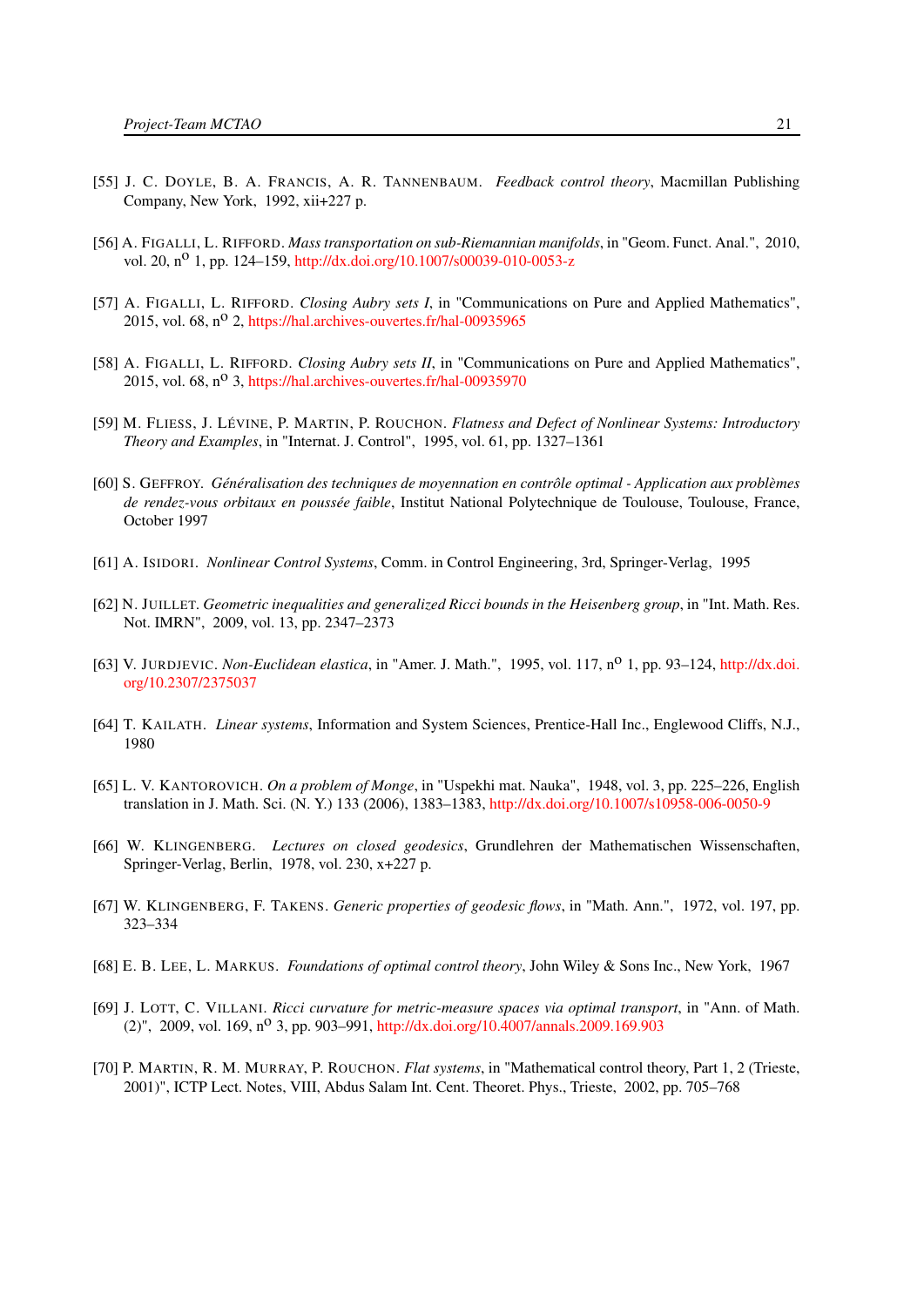[55] J. C. DOYLE, B. A. FRANCIS, A. R. TANNENBAUM. *Feedback control theory*, Macmillan Publishing Company, New York, 1992, xii+227 p.

[56] A. FIGALLI, L. RIFFORD. *Mass transportation on sub-Riemannian manifolds*, in "Geom. Funct. Anal.", 2010, vol. 20, n<sup>o</sup> 1, pp. 124–159, http://dx.doi.org/10.1007/s00039-010-0053-z

[57] A. FIGALLI, L. RIFFORD. *Closing Aubry sets I*, in "Communications on Pure and Applied Mathematics", 2015, vol. 68, n<sup>o</sup> 2, https://hal.archives-ouvertes.fr/hal-00935965

[58] A. FIGALLI, L. RIFFORD. *Closing Aubry sets II*, in "Communications on Pure and Applied Mathematics", 2015, vol. 68, n<sup>o</sup> 3, https://hal.archives-ouvertes.fr/hal-00935970

[59] M. FLIESS, J. LÉVINE, P. MARTIN, P. ROUCHON. *Flatness and Defect of Nonlinear Systems: Introductory Theory and Examples*, in "Internat. J. Control", 1995, vol. 61, pp. 1327–1361

[60] S. GEFFROY. *Généralisation des techniques de moyennation en contrôle optimal - Application aux problèmes de rendez-vous orbitaux en poussée faible*, Institut National Polytechnique de Toulouse, Toulouse, France, October 1997

[61] A. ISIDORI. *Nonlinear Control Systems*, Comm. in Control Engineering, 3rd, Springer-Verlag, 1995

[62] N. JUILLET. *Geometric inequalities and generalized Ricci bounds in the Heisenberg group*, in "Int. Math. Res. Not. IMRN", 2009, vol. 13, pp. 2347–2373

[63] V. JURDJEVIC. *Non-Euclidean elastica*, in "Amer. J. Math.", 1995, vol. 117, n<sup>o</sup> 1, pp. 93–124, http://dx.doi.org/10.2307/2375037

[64] T. KAILATH. *Linear systems*, Information and System Sciences, Prentice-Hall Inc., Englewood Cliffs, N.J., 1980

[65] L. V. KANTOROVICH. *On a problem of Monge*, in "Uspekhi mat. Nauka", 1948, vol. 3, pp. 225–226, English translation in J. Math. Sci. (N. Y.) 133 (2006), 1383–1383, http://dx.doi.org/10.1007/s10958-006-0050-9

[66] W. KLINGENBERG. *Lectures on closed geodesics*, Grundlehren der Mathematischen Wissenschaften, Springer-Verlag, Berlin, 1978, vol. 230, x+227 p.

[67] W. KLINGENBERG, F. TAKENS. *Generic properties of geodesic flows*, in "Math. Ann.", 1972, vol. 197, pp. 323–334

[68] E. B. LEE, L. MARKUS. *Foundations of optimal control theory*, John Wiley & Sons Inc., New York, 1967

[69] J. LOTT, C. VILLANI. *Ricci curvature for metric-measure spaces via optimal transport*, in "Ann. of Math. (2)", 2009, vol. 169, n<sup>o</sup> 3, pp. 903–991, http://dx.doi.org/10.4007/annals.2009.169.903

[70] P. MARTIN, R. M. MURRAY, P. ROUCHON. *Flat systems*, in "Mathematical control theory, Part 1, 2 (Trieste, 2001)", ICTP Lect. Notes, VIII, Abdus Salam Int. Cent. Theoret. Phys., Trieste, 2002, pp. 705–768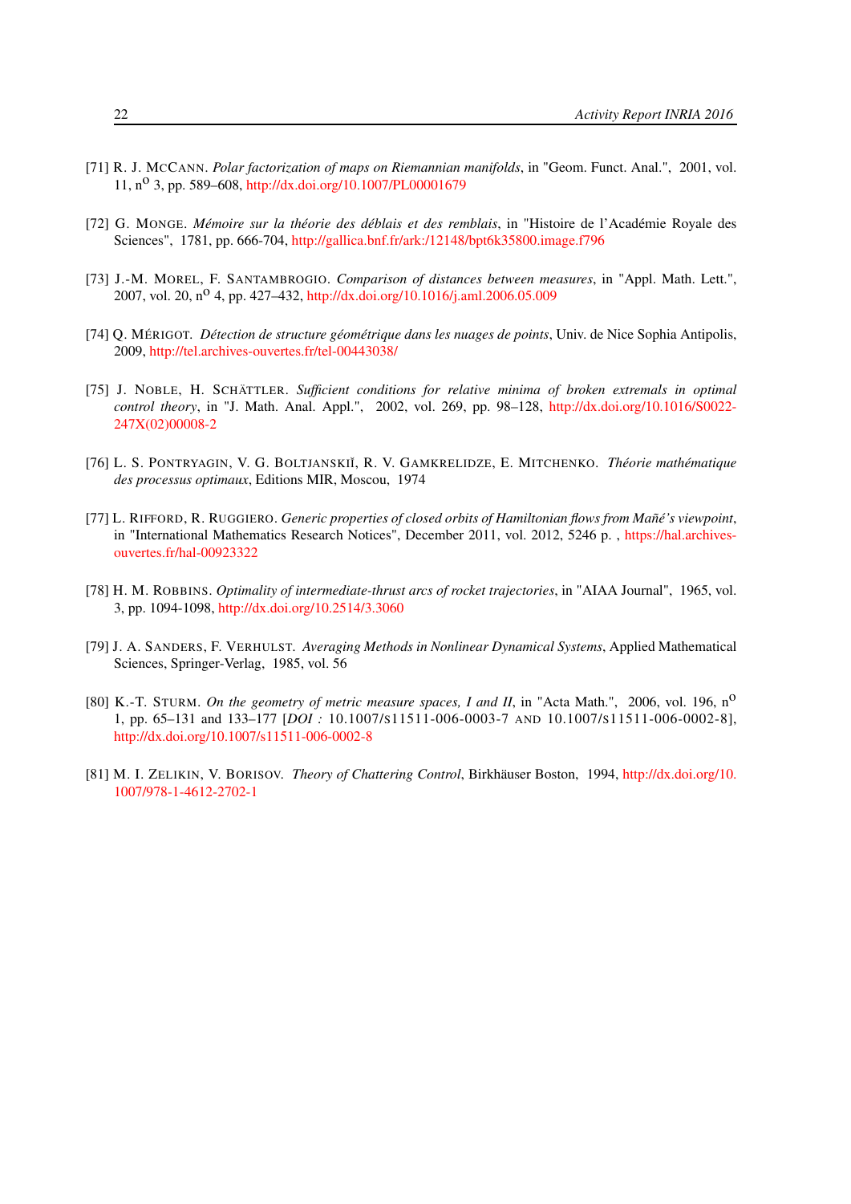[71] R. J. McCann. *Polar factorization of maps on Riemannian manifolds*, in "Geom. Funct. Anal.", 2001, vol. 11, n$^{o}$ 3, pp. 589–608, http://dx.doi.org/10.1007/PL00001679

[72] G. Monge. *Mémoire sur la théorie des déblais et des remblais*, in "Histoire de l'Académie Royale des Sciences", 1781, pp. 666-704, http://gallica.bnf.fr/ark:/12148/bpt6k35800.image.f796

[73] J.-M. Morel, F. Santambrogio. *Comparison of distances between measures*, in "Appl. Math. Lett.", 2007, vol. 20, n$^{o}$ 4, pp. 427–432, http://dx.doi.org/10.1016/j.aml.2006.05.009

[74] Q. Mérigot. *Détection de structure géométrique dans les nuages de points*, Univ. de Nice Sophia Antipolis, 2009, http://tel.archives-ouvertes.fr/tel-00443038/

[75] J. Noble, H. Schättler. *Sufficient conditions for relative minima of broken extremals in optimal control theory*, in "J. Math. Anal. Appl.", 2002, vol. 269, pp. 98–128, http://dx.doi.org/10.1016/S0022-247X(02)00008-2

[76] L. S. Pontryagin, V. G. Boltjanskiĭ, R. V. Gamkrelidze, E. Mitchenko. *Théorie mathématique des processus optimaux*, Editions MIR, Moscou, 1974

[77] L. Rifford, R. Ruggiero. *Generic properties of closed orbits of Hamiltonian flows from Mañé's viewpoint*, in "International Mathematics Research Notices", December 2011, vol. 2012, 5246 p. , https://hal.archives-ouvertes.fr/hal-00923322

[78] H. M. Robbins. *Optimality of intermediate-thrust arcs of rocket trajectories*, in "AIAA Journal", 1965, vol. 3, pp. 1094-1098, http://dx.doi.org/10.2514/3.3060

[79] J. A. Sanders, F. Verhulst. *Averaging Methods in Nonlinear Dynamical Systems*, Applied Mathematical Sciences, Springer-Verlag, 1985, vol. 56

[80] K.-T. Sturm. *On the geometry of metric measure spaces, I and II*, in "Acta Math.", 2006, vol. 196, n$^{o}$ 1, pp. 65–131 and 133–177 [*DOI :* 10.1007/s11511-006-0003-7 and 10.1007/s11511-006-0002-8], http://dx.doi.org/10.1007/s11511-006-0002-8

[81] M. I. Zelikin, V. Borisov. *Theory of Chattering Control*, Birkhäuser Boston, 1994, http://dx.doi.org/10.1007/978-1-4612-2702-1